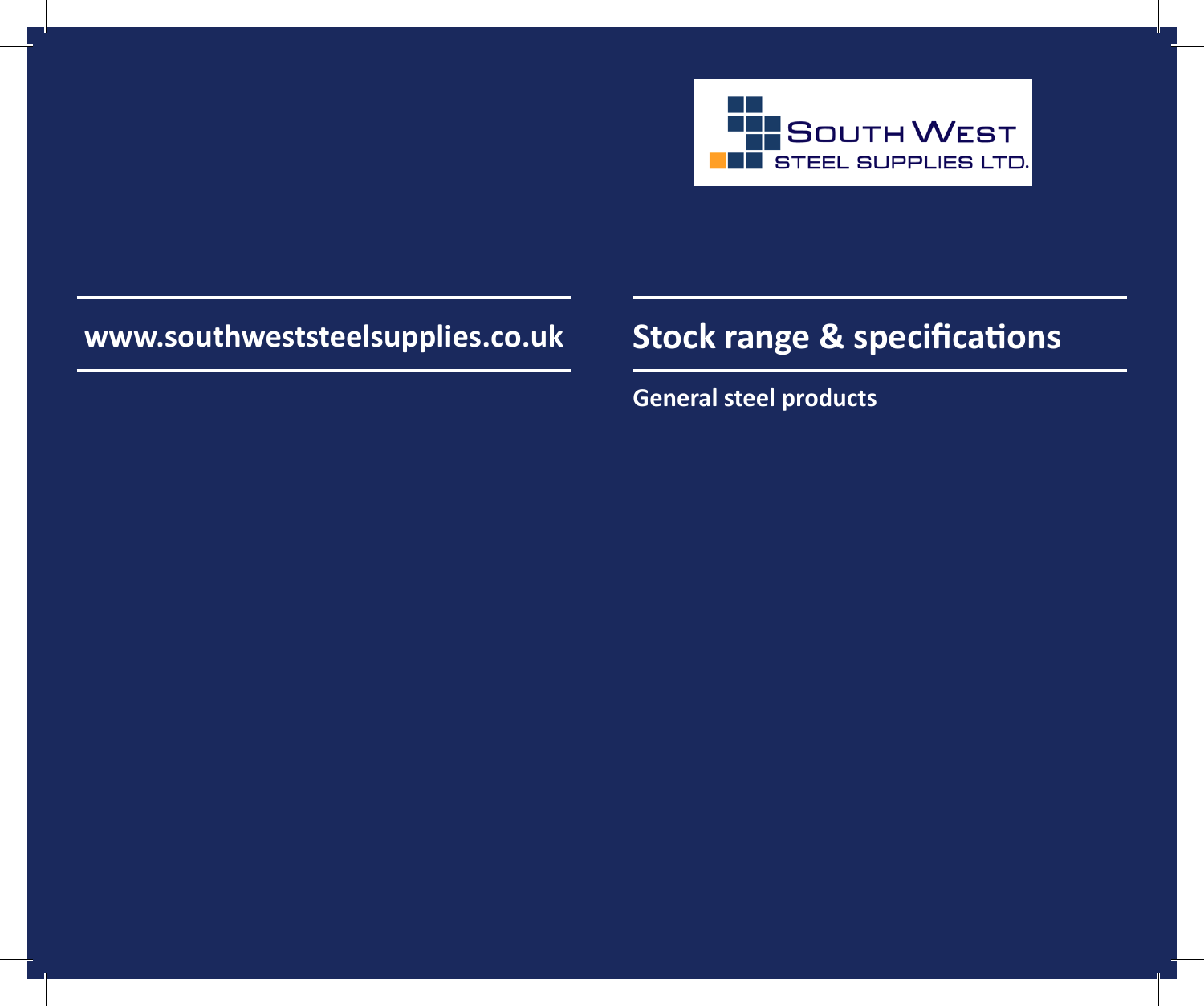SOUTH WEST STEEL SUPPLIES LTD.

www.southweststeelsupplies.co.uk

# Stock range & specifications

**General steel products**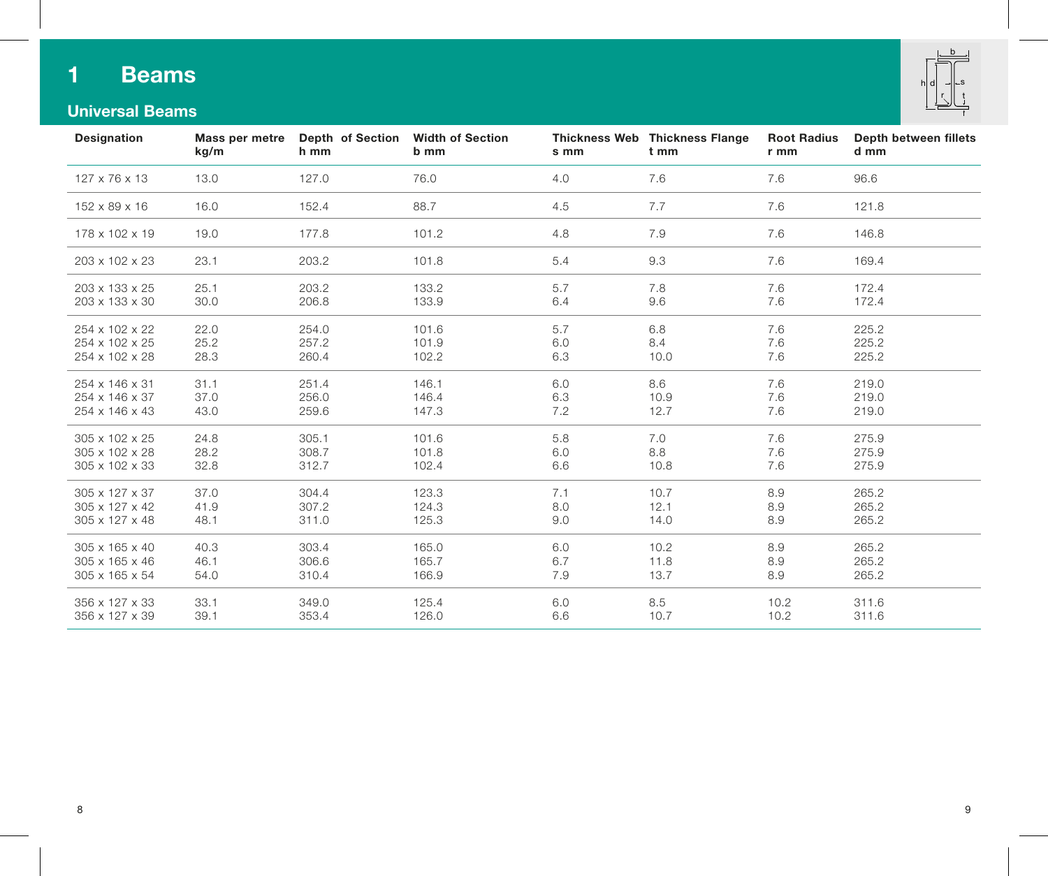# 1 Beams

## Universal Beams

| Designation | Mass per metre kg/m | Depth of Section h mm | Width of Section b mm | Thickness Web s mm | Thickness Flange t mm | Root Radius r mm | Depth between fillets d mm |
|---|---|---|---|---|---|---|---|
| 127 x 76 x 13 | 13.0 | 127.0 | 76.0 | 4.0 | 7.6 | 7.6 | 96.6 |
| 152 x 89 x 16 | 16.0 | 152.4 | 88.7 | 4.5 | 7.7 | 7.6 | 121.8 |
| 178 x 102 x 19 | 19.0 | 177.8 | 101.2 | 4.8 | 7.9 | 7.6 | 146.8 |
| 203 x 102 x 23 | 23.1 | 203.2 | 101.8 | 5.4 | 9.3 | 7.6 | 169.4 |
| 203 x 133 x 25 | 25.1 | 203.2 | 133.2 | 5.7 | 7.8 | 7.6 | 172.4 |
| 203 x 133 x 30 | 30.0 | 206.8 | 133.9 | 6.4 | 9.6 | 7.6 | 172.4 |
| 254 x 102 x 22 | 22.0 | 254.0 | 101.6 | 5.7 | 6.8 | 7.6 | 225.2 |
| 254 x 102 x 25 | 25.2 | 257.2 | 101.9 | 6.0 | 8.4 | 7.6 | 225.2 |
| 254 x 102 x 28 | 28.3 | 260.4 | 102.2 | 6.3 | 10.0 | 7.6 | 225.2 |
| 254 x 146 x 31 | 31.1 | 251.4 | 146.1 | 6.0 | 8.6 | 7.6 | 219.0 |
| 254 x 146 x 37 | 37.0 | 256.0 | 146.4 | 6.3 | 10.9 | 7.6 | 219.0 |
| 254 x 146 x 43 | 43.0 | 259.6 | 147.3 | 7.2 | 12.7 | 7.6 | 219.0 |
| 305 x 102 x 25 | 24.8 | 305.1 | 101.6 | 5.8 | 7.0 | 7.6 | 275.9 |
| 305 x 102 x 28 | 28.2 | 308.7 | 101.8 | 6.0 | 8.8 | 7.6 | 275.9 |
| 305 x 102 x 33 | 32.8 | 312.7 | 102.4 | 6.6 | 10.8 | 7.6 | 275.9 |
| 305 x 127 x 37 | 37.0 | 304.4 | 123.3 | 7.1 | 10.7 | 8.9 | 265.2 |
| 305 x 127 x 42 | 41.9 | 307.2 | 124.3 | 8.0 | 12.1 | 8.9 | 265.2 |
| 305 x 127 x 48 | 48.1 | 311.0 | 125.3 | 9.0 | 14.0 | 8.9 | 265.2 |
| 305 x 165 x 40 | 40.3 | 303.4 | 165.0 | 6.0 | 10.2 | 8.9 | 265.2 |
| 305 x 165 x 46 | 46.1 | 306.6 | 165.7 | 6.7 | 11.8 | 8.9 | 265.2 |
| 305 x 165 x 54 | 54.0 | 310.4 | 166.9 | 7.9 | 13.7 | 8.9 | 265.2 |
| 356 x 127 x 33 | 33.1 | 349.0 | 125.4 | 6.0 | 8.5 | 10.2 | 311.6 |
| 356 x 127 x 39 | 39.1 | 353.4 | 126.0 | 6.6 | 10.7 | 10.2 | 311.6 |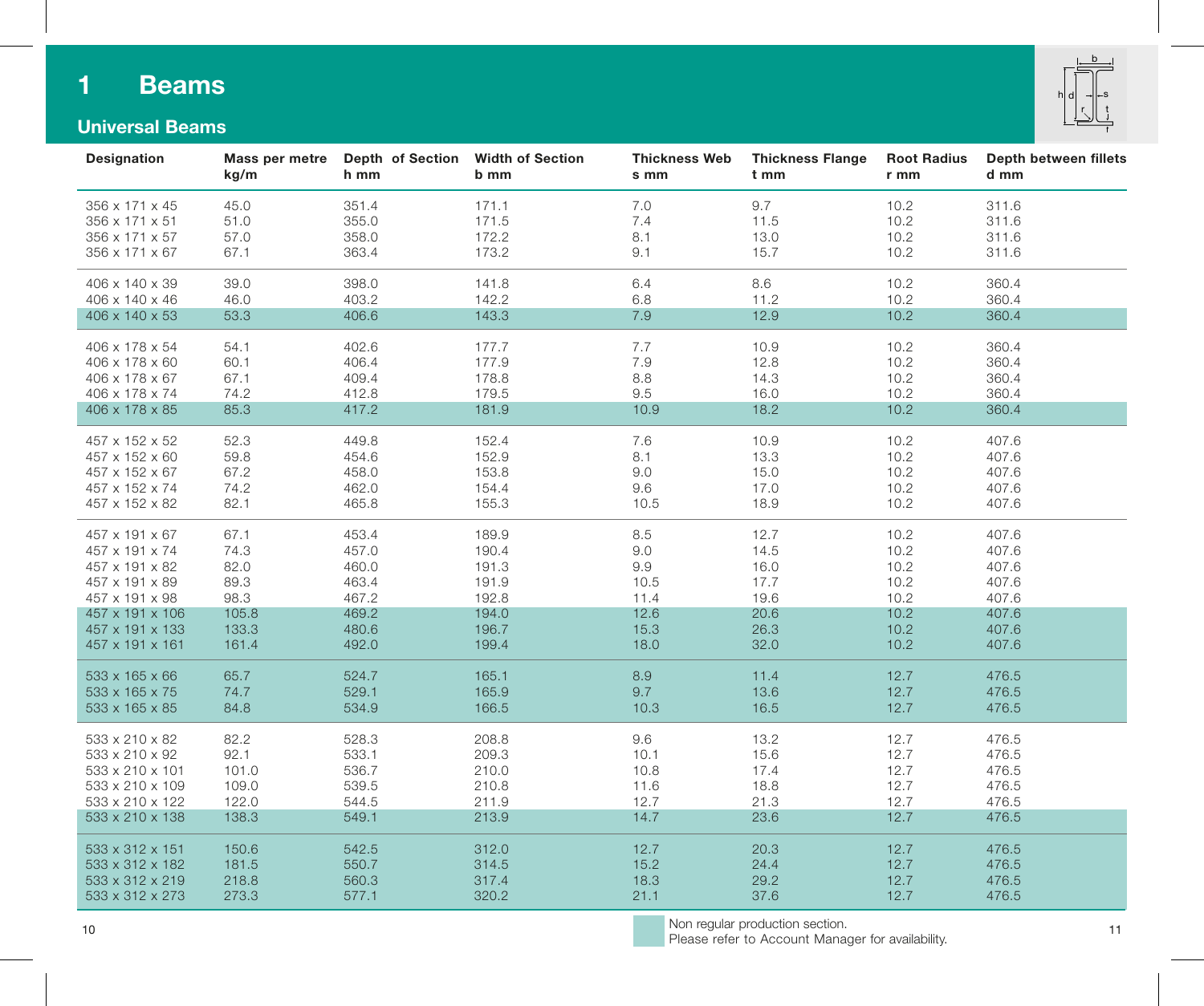# 1 Beams

## Universal Beams

| Designation | Mass per metre kg/m | Depth of Section h mm | Width of Section b mm | Thickness Web s mm | Thickness Flange t mm | Root Radius r mm | Depth between fillets d mm |
|---|---|---|---|---|---|---|---|
| 356 x 171 x 45 | 45.0 | 351.4 | 171.1 | 7.0 | 9.7 | 10.2 | 311.6 |
| 356 x 171 x 51 | 51.0 | 355.0 | 171.5 | 7.4 | 11.5 | 10.2 | 311.6 |
| 356 x 171 x 57 | 57.0 | 358.0 | 172.2 | 8.1 | 13.0 | 10.2 | 311.6 |
| 356 x 171 x 67 | 67.1 | 363.4 | 173.2 | 9.1 | 15.7 | 10.2 | 311.6 |
| 406 x 140 x 39 | 39.0 | 398.0 | 141.8 | 6.4 | 8.6 | 10.2 | 360.4 |
| 406 x 140 x 46 | 46.0 | 403.2 | 142.2 | 6.8 | 11.2 | 10.2 | 360.4 |
| 406 x 140 x 53 | 53.3 | 406.6 | 143.3 | 7.9 | 12.9 | 10.2 | 360.4 |
| 406 x 178 x 54 | 54.1 | 402.6 | 177.7 | 7.7 | 10.9 | 10.2 | 360.4 |
| 406 x 178 x 60 | 60.1 | 406.4 | 177.9 | 7.9 | 12.8 | 10.2 | 360.4 |
| 406 x 178 x 67 | 67.1 | 409.4 | 178.8 | 8.8 | 14.3 | 10.2 | 360.4 |
| 406 x 178 x 74 | 74.2 | 412.8 | 179.5 | 9.5 | 16.0 | 10.2 | 360.4 |
| 406 x 178 x 85 | 85.3 | 417.2 | 181.9 | 10.9 | 18.2 | 10.2 | 360.4 |
| 457 x 152 x 52 | 52.3 | 449.8 | 152.4 | 7.6 | 10.9 | 10.2 | 407.6 |
| 457 x 152 x 60 | 59.8 | 454.6 | 152.9 | 8.1 | 13.3 | 10.2 | 407.6 |
| 457 x 152 x 67 | 67.2 | 458.0 | 153.8 | 9.0 | 15.0 | 10.2 | 407.6 |
| 457 x 152 x 74 | 74.2 | 462.0 | 154.4 | 9.6 | 17.0 | 10.2 | 407.6 |
| 457 x 152 x 82 | 82.1 | 465.8 | 155.3 | 10.5 | 18.9 | 10.2 | 407.6 |
| 457 x 191 x 67 | 67.1 | 453.4 | 189.9 | 8.5 | 12.7 | 10.2 | 407.6 |
| 457 x 191 x 74 | 74.3 | 457.0 | 190.4 | 9.0 | 14.5 | 10.2 | 407.6 |
| 457 x 191 x 82 | 82.0 | 460.0 | 191.3 | 9.9 | 16.0 | 10.2 | 407.6 |
| 457 x 191 x 89 | 89.3 | 463.4 | 191.9 | 10.5 | 17.7 | 10.2 | 407.6 |
| 457 x 191 x 98 | 98.3 | 467.2 | 192.8 | 11.4 | 19.6 | 10.2 | 407.6 |
| 457 x 191 x 106 | 105.8 | 469.2 | 194.0 | 12.6 | 20.6 | 10.2 | 407.6 |
| 457 x 191 x 133 | 133.3 | 480.6 | 196.7 | 15.3 | 26.3 | 10.2 | 407.6 |
| 457 x 191 x 161 | 161.4 | 492.0 | 199.4 | 18.0 | 32.0 | 10.2 | 407.6 |
| 533 x 165 x 66 | 65.7 | 524.7 | 165.1 | 8.9 | 11.4 | 12.7 | 476.5 |
| 533 x 165 x 75 | 74.7 | 529.1 | 165.9 | 9.7 | 13.6 | 12.7 | 476.5 |
| 533 x 165 x 85 | 84.8 | 534.9 | 166.5 | 10.3 | 16.5 | 12.7 | 476.5 |
| 533 x 210 x 82 | 82.2 | 528.3 | 208.8 | 9.6 | 13.2 | 12.7 | 476.5 |
| 533 x 210 x 92 | 92.1 | 533.1 | 209.3 | 10.1 | 15.6 | 12.7 | 476.5 |
| 533 x 210 x 101 | 101.0 | 536.7 | 210.0 | 10.8 | 17.4 | 12.7 | 476.5 |
| 533 x 210 x 109 | 109.0 | 539.5 | 210.8 | 11.6 | 18.8 | 12.7 | 476.5 |
| 533 x 210 x 122 | 122.0 | 544.5 | 211.9 | 12.7 | 21.3 | 12.7 | 476.5 |
| 533 x 210 x 138 | 138.3 | 549.1 | 213.9 | 14.7 | 23.6 | 12.7 | 476.5 |
| 533 x 312 x 151 | 150.6 | 542.5 | 312.0 | 12.7 | 20.3 | 12.7 | 476.5 |
| 533 x 312 x 182 | 181.5 | 550.7 | 314.5 | 15.2 | 24.4 | 12.7 | 476.5 |
| 533 x 312 x 219 | 218.8 | 560.3 | 317.4 | 18.3 | 29.2 | 12.7 | 476.5 |
| 533 x 312 x 273 | 273.3 | 577.1 | 320.2 | 21.1 | 37.6 | 12.7 | 476.5 |

Non regular production section.
Please refer to Account Manager for availability.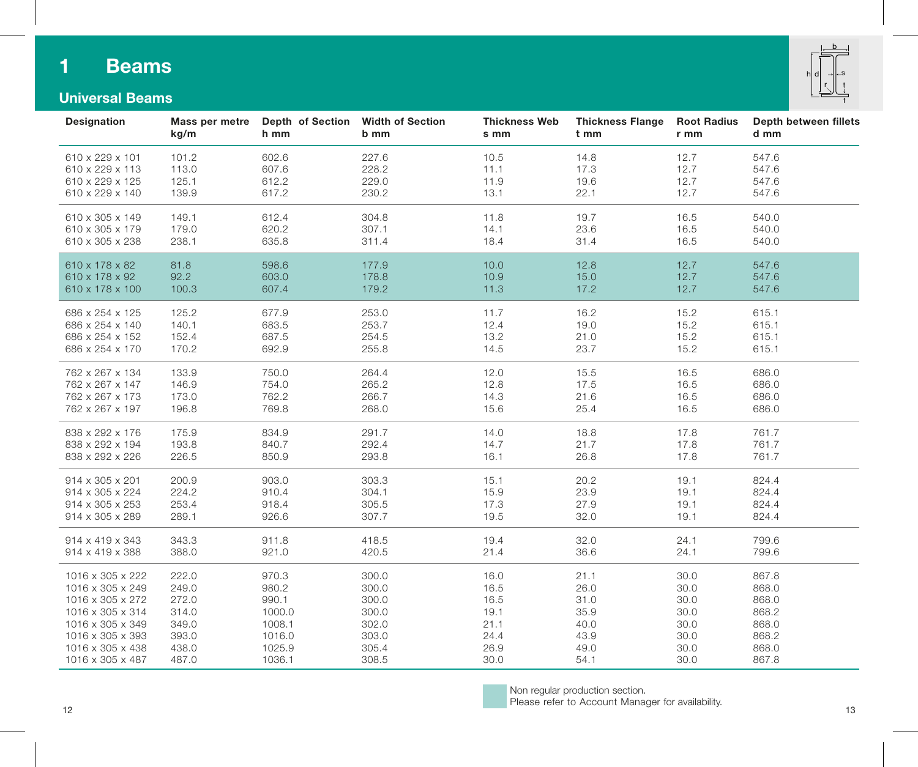# 1 Beams

## Universal Beams

| Designation | Mass per metre kg/m | Depth of Section h mm | Width of Section b mm | Thickness Web s mm | Thickness Flange t mm | Root Radius r mm | Depth between fillets d mm |
|---|---|---|---|---|---|---|---|
| 610 x 229 x 101 | 101.2 | 602.6 | 227.6 | 10.5 | 14.8 | 12.7 | 547.6 |
| 610 x 229 x 113 | 113.0 | 607.6 | 228.2 | 11.1 | 17.3 | 12.7 | 547.6 |
| 610 x 229 x 125 | 125.1 | 612.2 | 229.0 | 11.9 | 19.6 | 12.7 | 547.6 |
| 610 x 229 x 140 | 139.9 | 617.2 | 230.2 | 13.1 | 22.1 | 12.7 | 547.6 |
| 610 x 305 x 149 | 149.1 | 612.4 | 304.8 | 11.8 | 19.7 | 16.5 | 540.0 |
| 610 x 305 x 179 | 179.0 | 620.2 | 307.1 | 14.1 | 23.6 | 16.5 | 540.0 |
| 610 x 305 x 238 | 238.1 | 635.8 | 311.4 | 18.4 | 31.4 | 16.5 | 540.0 |
| 610 x 178 x 82 | 81.8 | 598.6 | 177.9 | 10.0 | 12.8 | 12.7 | 547.6 |
| 610 x 178 x 92 | 92.2 | 603.0 | 178.8 | 10.9 | 15.0 | 12.7 | 547.6 |
| 610 x 178 x 100 | 100.3 | 607.4 | 179.2 | 11.3 | 17.2 | 12.7 | 547.6 |
| 686 x 254 x 125 | 125.2 | 677.9 | 253.0 | 11.7 | 16.2 | 15.2 | 615.1 |
| 686 x 254 x 140 | 140.1 | 683.5 | 253.7 | 12.4 | 19.0 | 15.2 | 615.1 |
| 686 x 254 x 152 | 152.4 | 687.5 | 254.5 | 13.2 | 21.0 | 15.2 | 615.1 |
| 686 x 254 x 170 | 170.2 | 692.9 | 255.8 | 14.5 | 23.7 | 15.2 | 615.1 |
| 762 x 267 x 134 | 133.9 | 750.0 | 264.4 | 12.0 | 15.5 | 16.5 | 686.0 |
| 762 x 267 x 147 | 146.9 | 754.0 | 265.2 | 12.8 | 17.5 | 16.5 | 686.0 |
| 762 x 267 x 173 | 173.0 | 762.2 | 266.7 | 14.3 | 21.6 | 16.5 | 686.0 |
| 762 x 267 x 197 | 196.8 | 769.8 | 268.0 | 15.6 | 25.4 | 16.5 | 686.0 |
| 838 x 292 x 176 | 175.9 | 834.9 | 291.7 | 14.0 | 18.8 | 17.8 | 761.7 |
| 838 x 292 x 194 | 193.8 | 840.7 | 292.4 | 14.7 | 21.7 | 17.8 | 761.7 |
| 838 x 292 x 226 | 226.5 | 850.9 | 293.8 | 16.1 | 26.8 | 17.8 | 761.7 |
| 914 x 305 x 201 | 200.9 | 903.0 | 303.3 | 15.1 | 20.2 | 19.1 | 824.4 |
| 914 x 305 x 224 | 224.2 | 910.4 | 304.1 | 15.9 | 23.9 | 19.1 | 824.4 |
| 914 x 305 x 253 | 253.4 | 918.4 | 305.5 | 17.3 | 27.9 | 19.1 | 824.4 |
| 914 x 305 x 289 | 289.1 | 926.6 | 307.7 | 19.5 | 32.0 | 19.1 | 824.4 |
| 914 x 419 x 343 | 343.3 | 911.8 | 418.5 | 19.4 | 32.0 | 24.1 | 799.6 |
| 914 x 419 x 388 | 388.0 | 921.0 | 420.5 | 21.4 | 36.6 | 24.1 | 799.6 |
| 1016 x 305 x 222 | 222.0 | 970.3 | 300.0 | 16.0 | 21.1 | 30.0 | 867.8 |
| 1016 x 305 x 249 | 249.0 | 980.2 | 300.0 | 16.5 | 26.0 | 30.0 | 868.0 |
| 1016 x 305 x 272 | 272.0 | 990.1 | 300.0 | 16.5 | 31.0 | 30.0 | 868.0 |
| 1016 x 305 x 314 | 314.0 | 1000.0 | 300.0 | 19.1 | 35.9 | 30.0 | 868.2 |
| 1016 x 305 x 349 | 349.0 | 1008.1 | 302.0 | 21.1 | 40.0 | 30.0 | 868.0 |
| 1016 x 305 x 393 | 393.0 | 1016.0 | 303.0 | 24.4 | 43.9 | 30.0 | 868.2 |
| 1016 x 305 x 438 | 438.0 | 1025.9 | 305.4 | 26.9 | 49.0 | 30.0 | 868.0 |
| 1016 x 305 x 487 | 487.0 | 1036.1 | 308.5 | 30.0 | 54.1 | 30.0 | 867.8 |

Non regular production section (610 x 178 sections).
Please refer to Account Manager for availability.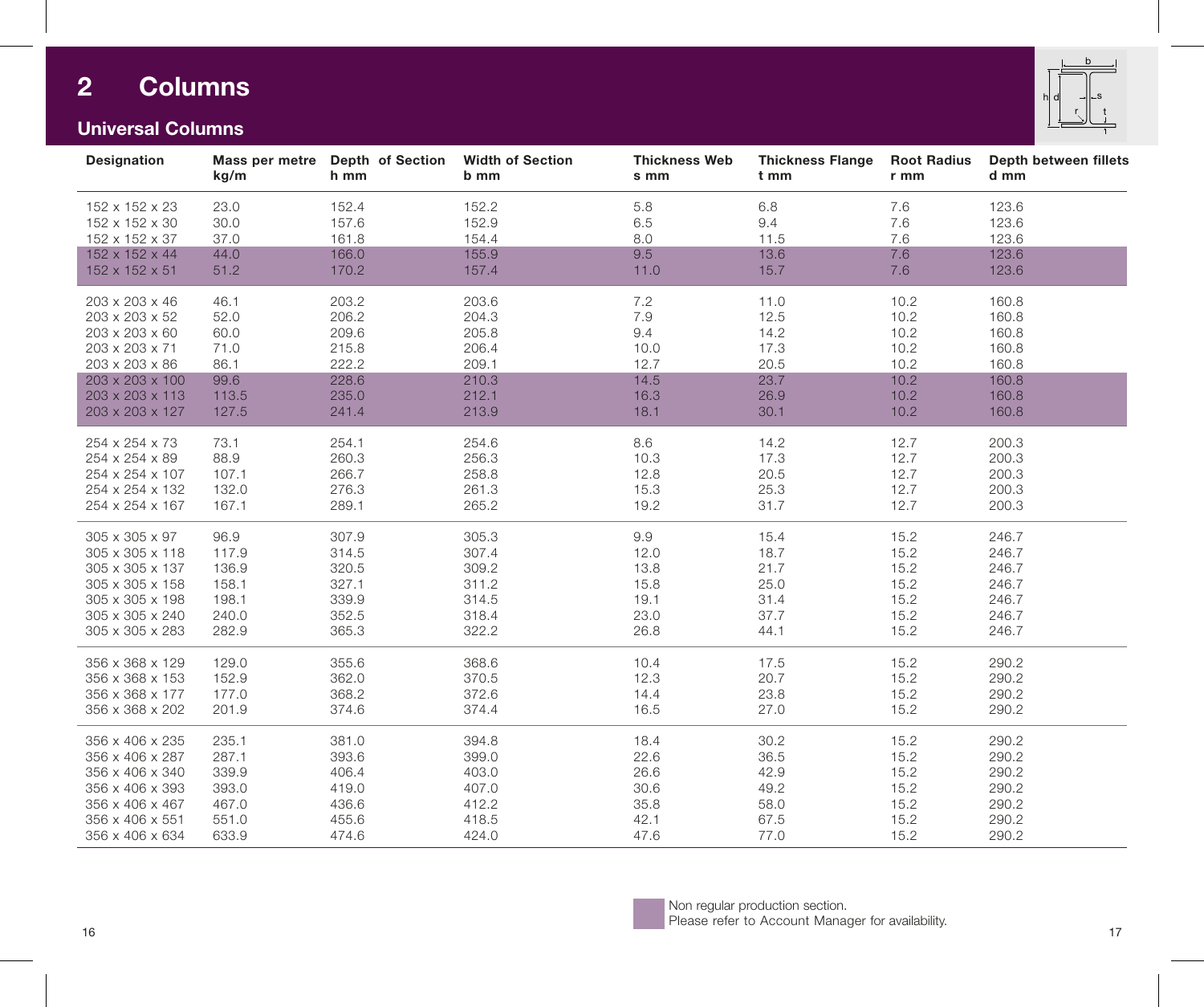# 2 Columns

## Universal Columns

| Designation | Mass per metre kg/m | Depth of Section h mm | Width of Section b mm | Thickness Web s mm | Thickness Flange t mm | Root Radius r mm | Depth between fillets d mm |
|---|---|---|---|---|---|---|---|
| 152 x 152 x 23 | 23.0 | 152.4 | 152.2 | 5.8 | 6.8 | 7.6 | 123.6 |
| 152 x 152 x 30 | 30.0 | 157.6 | 152.9 | 6.5 | 9.4 | 7.6 | 123.6 |
| 152 x 152 x 37 | 37.0 | 161.8 | 154.4 | 8.0 | 11.5 | 7.6 | 123.6 |
| 152 x 152 x 44 | 44.0 | 166.0 | 155.9 | 9.5 | 13.6 | 7.6 | 123.6 |
| 152 x 152 x 51 | 51.2 | 170.2 | 157.4 | 11.0 | 15.7 | 7.6 | 123.6 |
| 203 x 203 x 46 | 46.1 | 203.2 | 203.6 | 7.2 | 11.0 | 10.2 | 160.8 |
| 203 x 203 x 52 | 52.0 | 206.2 | 204.3 | 7.9 | 12.5 | 10.2 | 160.8 |
| 203 x 203 x 60 | 60.0 | 209.6 | 205.8 | 9.4 | 14.2 | 10.2 | 160.8 |
| 203 x 203 x 71 | 71.0 | 215.8 | 206.4 | 10.0 | 17.3 | 10.2 | 160.8 |
| 203 x 203 x 86 | 86.1 | 222.2 | 209.1 | 12.7 | 20.5 | 10.2 | 160.8 |
| 203 x 203 x 100 | 99.6 | 228.6 | 210.3 | 14.5 | 23.7 | 10.2 | 160.8 |
| 203 x 203 x 113 | 113.5 | 235.0 | 212.1 | 16.3 | 26.9 | 10.2 | 160.8 |
| 203 x 203 x 127 | 127.5 | 241.4 | 213.9 | 18.1 | 30.1 | 10.2 | 160.8 |
| 254 x 254 x 73 | 73.1 | 254.1 | 254.6 | 8.6 | 14.2 | 12.7 | 200.3 |
| 254 x 254 x 89 | 88.9 | 260.3 | 256.3 | 10.3 | 17.3 | 12.7 | 200.3 |
| 254 x 254 x 107 | 107.1 | 266.7 | 258.8 | 12.8 | 20.5 | 12.7 | 200.3 |
| 254 x 254 x 132 | 132.0 | 276.3 | 261.3 | 15.3 | 25.3 | 12.7 | 200.3 |
| 254 x 254 x 167 | 167.1 | 289.1 | 265.2 | 19.2 | 31.7 | 12.7 | 200.3 |
| 305 x 305 x 97 | 96.9 | 307.9 | 305.3 | 9.9 | 15.4 | 15.2 | 246.7 |
| 305 x 305 x 118 | 117.9 | 314.5 | 307.4 | 12.0 | 18.7 | 15.2 | 246.7 |
| 305 x 305 x 137 | 136.9 | 320.5 | 309.2 | 13.8 | 21.7 | 15.2 | 246.7 |
| 305 x 305 x 158 | 158.1 | 327.1 | 311.2 | 15.8 | 25.0 | 15.2 | 246.7 |
| 305 x 305 x 198 | 198.1 | 339.9 | 314.5 | 19.1 | 31.4 | 15.2 | 246.7 |
| 305 x 305 x 240 | 240.0 | 352.5 | 318.4 | 23.0 | 37.7 | 15.2 | 246.7 |
| 305 x 305 x 283 | 282.9 | 365.3 | 322.2 | 26.8 | 44.1 | 15.2 | 246.7 |
| 356 x 368 x 129 | 129.0 | 355.6 | 368.6 | 10.4 | 17.5 | 15.2 | 290.2 |
| 356 x 368 x 153 | 152.9 | 362.0 | 370.5 | 12.3 | 20.7 | 15.2 | 290.2 |
| 356 x 368 x 177 | 177.0 | 368.2 | 372.6 | 14.4 | 23.8 | 15.2 | 290.2 |
| 356 x 368 x 202 | 201.9 | 374.6 | 374.4 | 16.5 | 27.0 | 15.2 | 290.2 |
| 356 x 406 x 235 | 235.1 | 381.0 | 394.8 | 18.4 | 30.2 | 15.2 | 290.2 |
| 356 x 406 x 287 | 287.1 | 393.6 | 399.0 | 22.6 | 36.5 | 15.2 | 290.2 |
| 356 x 406 x 340 | 339.9 | 406.4 | 403.0 | 26.6 | 42.9 | 15.2 | 290.2 |
| 356 x 406 x 393 | 393.0 | 419.0 | 407.0 | 30.6 | 49.2 | 15.2 | 290.2 |
| 356 x 406 x 467 | 467.0 | 436.6 | 412.2 | 35.8 | 58.0 | 15.2 | 290.2 |
| 356 x 406 x 551 | 551.0 | 455.6 | 418.5 | 42.1 | 67.5 | 15.2 | 290.2 |
| 356 x 406 x 634 | 633.9 | 474.6 | 424.0 | 47.6 | 77.0 | 15.2 | 290.2 |

Shaded rows (152 x 152 x 44, 152 x 152 x 51, 203 x 203 x 100, 203 x 203 x 113, 203 x 203 x 127): Non regular production section. Please refer to Account Manager for availability.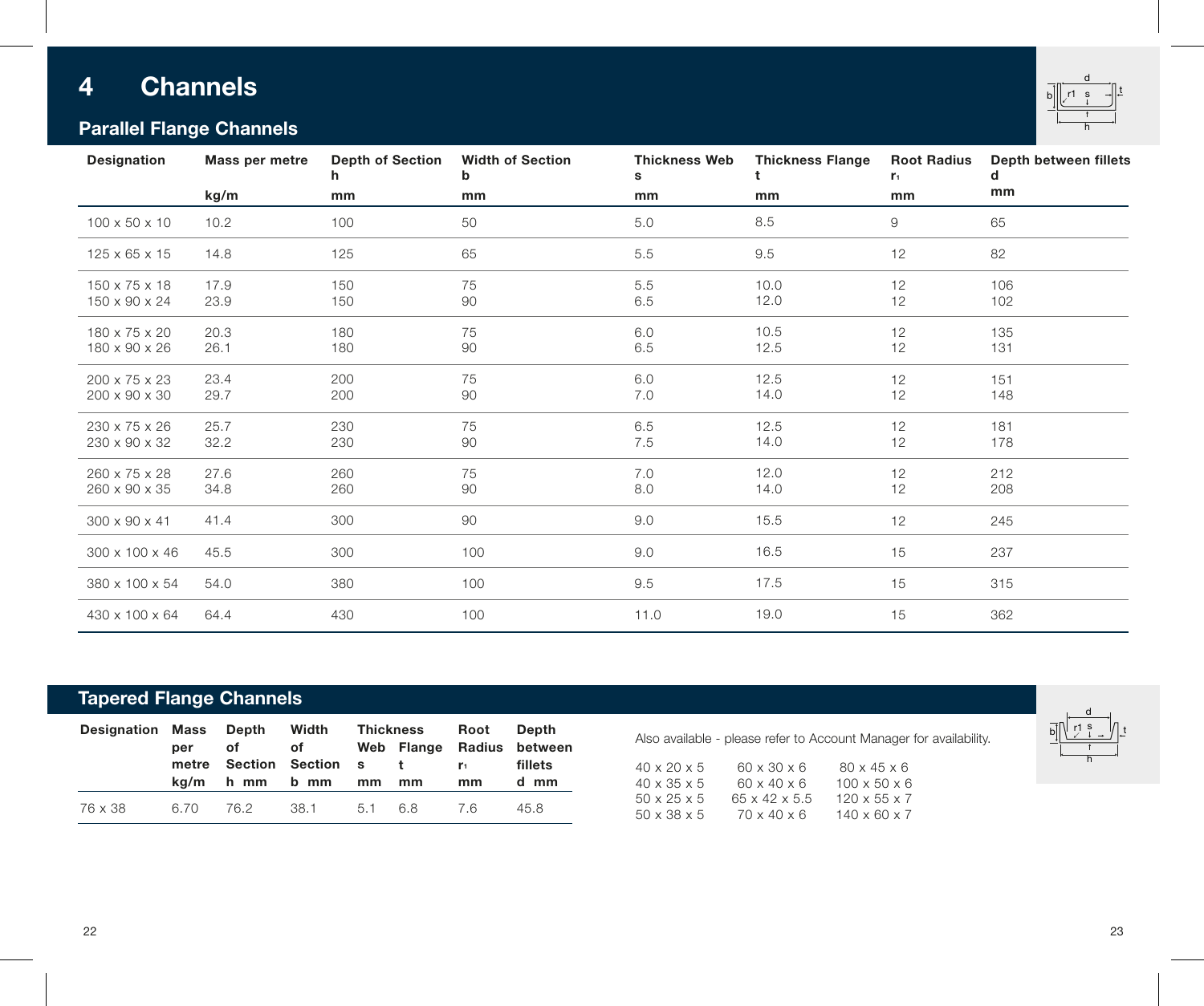# 4 Channels

## Parallel Flange Channels

| Designation | Mass per metre kg/m | Depth of Section h mm | Width of Section b mm | Thickness Web s mm | Thickness Flange t mm | Root Radius $r_1$ mm | Depth between fillets d mm |
|---|---|---|---|---|---|---|---|
| 100 x 50 x 10 | 10.2 | 100 | 50 | 5.0 | 8.5 | 9 | 65 |
| 125 x 65 x 15 | 14.8 | 125 | 65 | 5.5 | 9.5 | 12 | 82 |
| 150 x 75 x 18 | 17.9 | 150 | 75 | 5.5 | 10.0 | 12 | 106 |
| 150 x 90 x 24 | 23.9 | 150 | 90 | 6.5 | 12.0 | 12 | 102 |
| 180 x 75 x 20 | 20.3 | 180 | 75 | 6.0 | 10.5 | 12 | 135 |
| 180 x 90 x 26 | 26.1 | 180 | 90 | 6.5 | 12.5 | 12 | 131 |
| 200 x 75 x 23 | 23.4 | 200 | 75 | 6.0 | 12.5 | 12 | 151 |
| 200 x 90 x 30 | 29.7 | 200 | 90 | 7.0 | 14.0 | 12 | 148 |
| 230 x 75 x 26 | 25.7 | 230 | 75 | 6.5 | 12.5 | 12 | 181 |
| 230 x 90 x 32 | 32.2 | 230 | 90 | 7.5 | 14.0 | 12 | 178 |
| 260 x 75 x 28 | 27.6 | 260 | 75 | 7.0 | 12.0 | 12 | 212 |
| 260 x 90 x 35 | 34.8 | 260 | 90 | 8.0 | 14.0 | 12 | 208 |
| 300 x 90 x 41 | 41.4 | 300 | 90 | 9.0 | 15.5 | 12 | 245 |
| 300 x 100 x 46 | 45.5 | 300 | 100 | 9.0 | 16.5 | 15 | 237 |
| 380 x 100 x 54 | 54.0 | 380 | 100 | 9.5 | 17.5 | 15 | 315 |
| 430 x 100 x 64 | 64.4 | 430 | 100 | 11.0 | 19.0 | 15 | 362 |

## Tapered Flange Channels

| Designation | Mass per metre kg/m | Depth of Section h mm | Width of Section b mm | Thickness Web s mm | Thickness Flange t mm | Root Radius $r_1$ mm | Depth between fillets d mm |
|---|---|---|---|---|---|---|---|
| 76 x 38 | 6.70 | 76.2 | 38.1 | 5.1 | 6.8 | 7.6 | 45.8 |

Also available - please refer to Account Manager for availability.

| | | |
|---|---|---|
| 40 x 20 x 5 | 60 x 30 x 6 | 80 x 45 x 6 |
| 40 x 35 x 5 | 60 x 40 x 6 | 100 x 50 x 6 |
| 50 x 25 x 5 | 65 x 42 x 5.5 | 120 x 55 x 7 |
| 50 x 38 x 5 | 70 x 40 x 6 | 140 x 60 x 7 |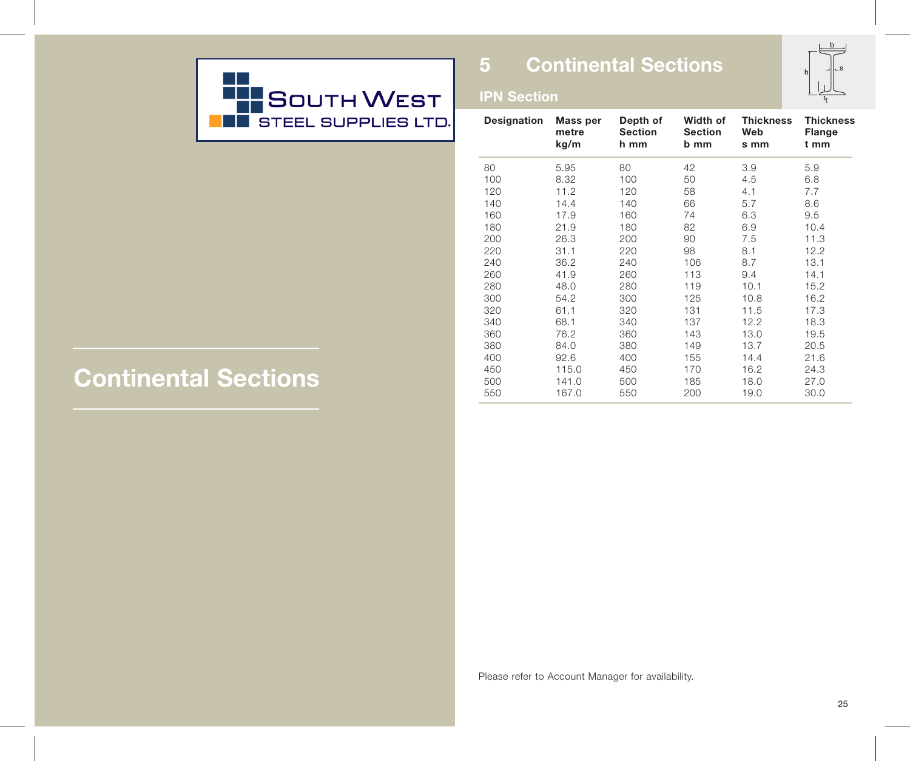SOUTH WEST
STEEL SUPPLIES LTD.

# Continental Sections

## 5 Continental Sections

### IPN Section

| Designation | Mass per metre kg/m | Depth of Section h mm | Width of Section b mm | Thickness Web s mm | Thickness Flange t mm |
|---|---|---|---|---|---|
| 80 | 5.95 | 80 | 42 | 3.9 | 5.9 |
| 100 | 8.32 | 100 | 50 | 4.5 | 6.8 |
| 120 | 11.2 | 120 | 58 | 4.1 | 7.7 |
| 140 | 14.4 | 140 | 66 | 5.7 | 8.6 |
| 160 | 17.9 | 160 | 74 | 6.3 | 9.5 |
| 180 | 21.9 | 180 | 82 | 6.9 | 10.4 |
| 200 | 26.3 | 200 | 90 | 7.5 | 11.3 |
| 220 | 31.1 | 220 | 98 | 8.1 | 12.2 |
| 240 | 36.2 | 240 | 106 | 8.7 | 13.1 |
| 260 | 41.9 | 260 | 113 | 9.4 | 14.1 |
| 280 | 48.0 | 280 | 119 | 10.1 | 15.2 |
| 300 | 54.2 | 300 | 125 | 10.8 | 16.2 |
| 320 | 61.1 | 320 | 131 | 11.5 | 17.3 |
| 340 | 68.1 | 340 | 137 | 12.2 | 18.3 |
| 360 | 76.2 | 360 | 143 | 13.0 | 19.5 |
| 380 | 84.0 | 380 | 149 | 13.7 | 20.5 |
| 400 | 92.6 | 400 | 155 | 14.4 | 21.6 |
| 450 | 115.0 | 450 | 170 | 16.2 | 24.3 |
| 500 | 141.0 | 500 | 185 | 18.0 | 27.0 |
| 550 | 167.0 | 550 | 200 | 19.0 | 30.0 |

Please refer to Account Manager for availability.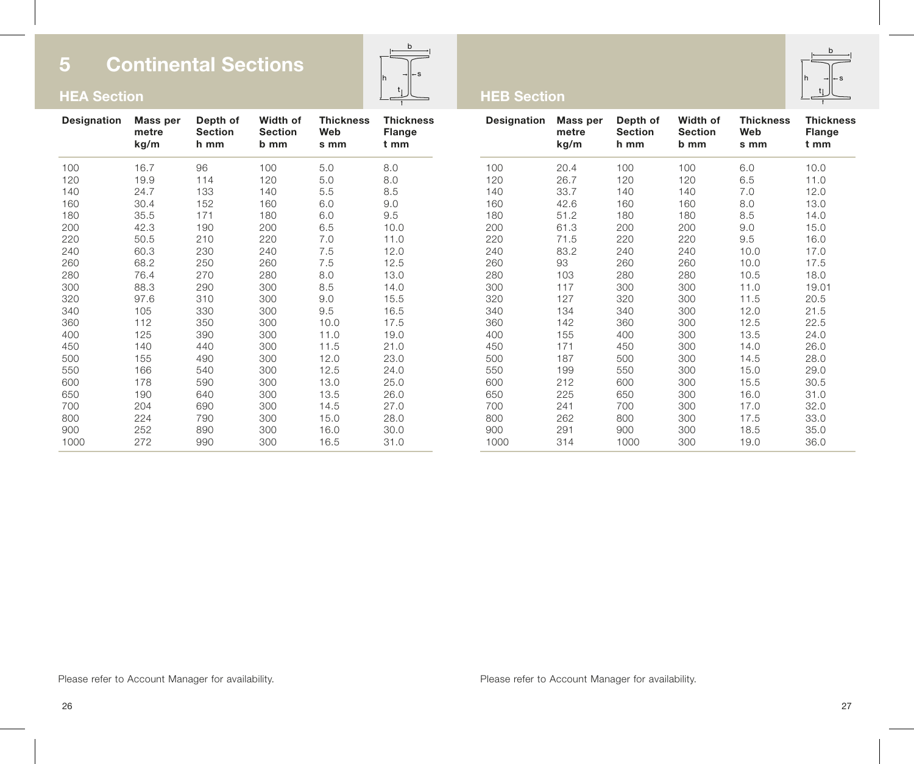# 5 Continental Sections

## HEA Section

| Designation | Mass per metre kg/m | Depth of Section h mm | Width of Section b mm | Thickness Web s mm | Thickness Flange t mm |
|---|---|---|---|---|---|
| 100 | 16.7 | 96 | 100 | 5.0 | 8.0 |
| 120 | 19.9 | 114 | 120 | 5.0 | 8.0 |
| 140 | 24.7 | 133 | 140 | 5.5 | 8.5 |
| 160 | 30.4 | 152 | 160 | 6.0 | 9.0 |
| 180 | 35.5 | 171 | 180 | 6.0 | 9.5 |
| 200 | 42.3 | 190 | 200 | 6.5 | 10.0 |
| 220 | 50.5 | 210 | 220 | 7.0 | 11.0 |
| 240 | 60.3 | 230 | 240 | 7.5 | 12.0 |
| 260 | 68.2 | 250 | 260 | 7.5 | 12.5 |
| 280 | 76.4 | 270 | 280 | 8.0 | 13.0 |
| 300 | 88.3 | 290 | 300 | 8.5 | 14.0 |
| 320 | 97.6 | 310 | 300 | 9.0 | 15.5 |
| 340 | 105 | 330 | 300 | 9.5 | 16.5 |
| 360 | 112 | 350 | 300 | 10.0 | 17.5 |
| 400 | 125 | 390 | 300 | 11.0 | 19.0 |
| 450 | 140 | 440 | 300 | 11.5 | 21.0 |
| 500 | 155 | 490 | 300 | 12.0 | 23.0 |
| 550 | 166 | 540 | 300 | 12.5 | 24.0 |
| 600 | 178 | 590 | 300 | 13.0 | 25.0 |
| 650 | 190 | 640 | 300 | 13.5 | 26.0 |
| 700 | 204 | 690 | 300 | 14.5 | 27.0 |
| 800 | 224 | 790 | 300 | 15.0 | 28.0 |
| 900 | 252 | 890 | 300 | 16.0 | 30.0 |
| 1000 | 272 | 990 | 300 | 16.5 | 31.0 |

Please refer to Account Manager for availability.

## HEB Section

| Designation | Mass per metre kg/m | Depth of Section h mm | Width of Section b mm | Thickness Web s mm | Thickness Flange t mm |
|---|---|---|---|---|---|
| 100 | 20.4 | 100 | 100 | 6.0 | 10.0 |
| 120 | 26.7 | 120 | 120 | 6.5 | 11.0 |
| 140 | 33.7 | 140 | 140 | 7.0 | 12.0 |
| 160 | 42.6 | 160 | 160 | 8.0 | 13.0 |
| 180 | 51.2 | 180 | 180 | 8.5 | 14.0 |
| 200 | 61.3 | 200 | 200 | 9.0 | 15.0 |
| 220 | 71.5 | 220 | 220 | 9.5 | 16.0 |
| 240 | 83.2 | 240 | 240 | 10.0 | 17.0 |
| 260 | 93 | 260 | 260 | 10.0 | 17.5 |
| 280 | 103 | 280 | 280 | 10.5 | 18.0 |
| 300 | 117 | 300 | 300 | 11.0 | 19.01 |
| 320 | 127 | 320 | 300 | 11.5 | 20.5 |
| 340 | 134 | 340 | 300 | 12.0 | 21.5 |
| 360 | 142 | 360 | 300 | 12.5 | 22.5 |
| 400 | 155 | 400 | 300 | 13.5 | 24.0 |
| 450 | 171 | 450 | 300 | 14.0 | 26.0 |
| 500 | 187 | 500 | 300 | 14.5 | 28.0 |
| 550 | 199 | 550 | 300 | 15.0 | 29.0 |
| 600 | 212 | 600 | 300 | 15.5 | 30.5 |
| 650 | 225 | 650 | 300 | 16.0 | 31.0 |
| 700 | 241 | 700 | 300 | 17.0 | 32.0 |
| 800 | 262 | 800 | 300 | 17.5 | 33.0 |
| 900 | 291 | 900 | 300 | 18.5 | 35.0 |
| 1000 | 314 | 1000 | 300 | 19.0 | 36.0 |

Please refer to Account Manager for availability.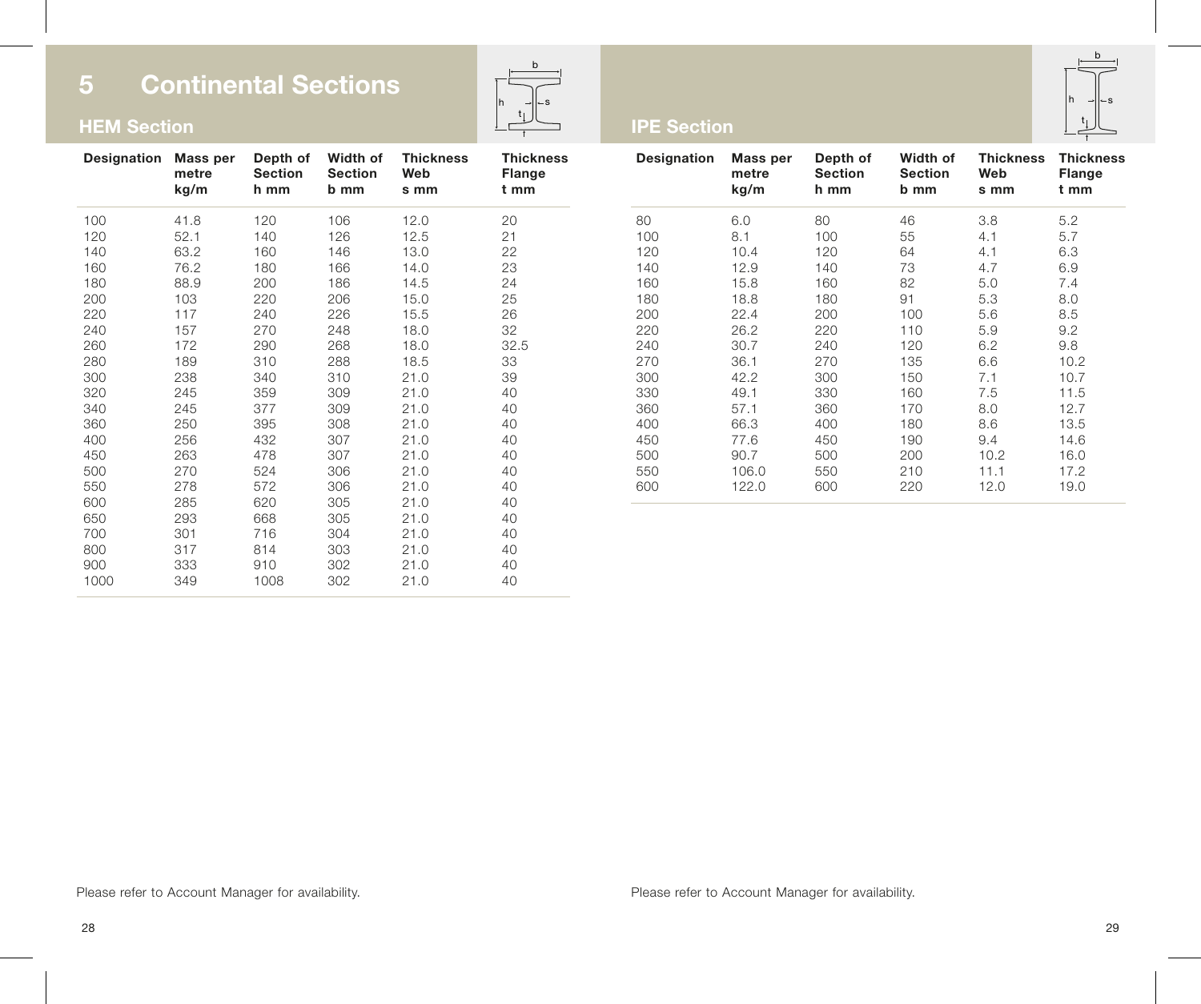# 5 Continental Sections

## HEM Section

| Designation | Mass per metre kg/m | Depth of Section h mm | Width of Section b mm | Thickness Web s mm | Thickness Flange t mm |
|---|---|---|---|---|---|
| 100 | 41.8 | 120 | 106 | 12.0 | 20 |
| 120 | 52.1 | 140 | 126 | 12.5 | 21 |
| 140 | 63.2 | 160 | 146 | 13.0 | 22 |
| 160 | 76.2 | 180 | 166 | 14.0 | 23 |
| 180 | 88.9 | 200 | 186 | 14.5 | 24 |
| 200 | 103 | 220 | 206 | 15.0 | 25 |
| 220 | 117 | 240 | 226 | 15.5 | 26 |
| 240 | 157 | 270 | 248 | 18.0 | 32 |
| 260 | 172 | 290 | 268 | 18.0 | 32.5 |
| 280 | 189 | 310 | 288 | 18.5 | 33 |
| 300 | 238 | 340 | 310 | 21.0 | 39 |
| 320 | 245 | 359 | 309 | 21.0 | 40 |
| 340 | 245 | 377 | 309 | 21.0 | 40 |
| 360 | 250 | 395 | 308 | 21.0 | 40 |
| 400 | 256 | 432 | 307 | 21.0 | 40 |
| 450 | 263 | 478 | 307 | 21.0 | 40 |
| 500 | 270 | 524 | 306 | 21.0 | 40 |
| 550 | 278 | 572 | 306 | 21.0 | 40 |
| 600 | 285 | 620 | 305 | 21.0 | 40 |
| 650 | 293 | 668 | 305 | 21.0 | 40 |
| 700 | 301 | 716 | 304 | 21.0 | 40 |
| 800 | 317 | 814 | 303 | 21.0 | 40 |
| 900 | 333 | 910 | 302 | 21.0 | 40 |
| 1000 | 349 | 1008 | 302 | 21.0 | 40 |

Please refer to Account Manager for availability.

## IPE Section

| Designation | Mass per metre kg/m | Depth of Section h mm | Width of Section b mm | Thickness Web s mm | Thickness Flange t mm |
|---|---|---|---|---|---|
| 80 | 6.0 | 80 | 46 | 3.8 | 5.2 |
| 100 | 8.1 | 100 | 55 | 4.1 | 5.7 |
| 120 | 10.4 | 120 | 64 | 4.1 | 6.3 |
| 140 | 12.9 | 140 | 73 | 4.7 | 6.9 |
| 160 | 15.8 | 160 | 82 | 5.0 | 7.4 |
| 180 | 18.8 | 180 | 91 | 5.3 | 8.0 |
| 200 | 22.4 | 200 | 100 | 5.6 | 8.5 |
| 220 | 26.2 | 220 | 110 | 5.9 | 9.2 |
| 240 | 30.7 | 240 | 120 | 6.2 | 9.8 |
| 270 | 36.1 | 270 | 135 | 6.6 | 10.2 |
| 300 | 42.2 | 300 | 150 | 7.1 | 10.7 |
| 330 | 49.1 | 330 | 160 | 7.5 | 11.5 |
| 360 | 57.1 | 360 | 170 | 8.0 | 12.7 |
| 400 | 66.3 | 400 | 180 | 8.6 | 13.5 |
| 450 | 77.6 | 450 | 190 | 9.4 | 14.6 |
| 500 | 90.7 | 500 | 200 | 10.2 | 16.0 |
| 550 | 106.0 | 550 | 210 | 11.1 | 17.2 |
| 600 | 122.0 | 600 | 220 | 12.0 | 19.0 |

Please refer to Account Manager for availability.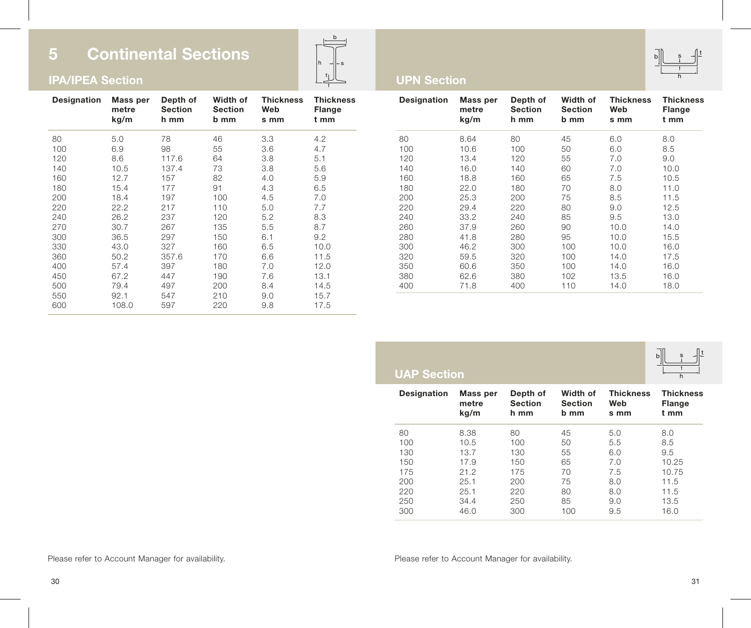# 5 Continental Sections

## IPA/IPEA Section

| Designation | Mass per metre kg/m | Depth of Section h mm | Width of Section b mm | Thickness Web s mm | Thickness Flange t mm |
|---|---|---|---|---|---|
| 80 | 5.0 | 78 | 46 | 3.3 | 4.2 |
| 100 | 6.9 | 98 | 55 | 3.6 | 4.7 |
| 120 | 8.6 | 117.6 | 64 | 3.8 | 5.1 |
| 140 | 10.5 | 137.4 | 73 | 3.8 | 5.6 |
| 160 | 12.7 | 157 | 82 | 4.0 | 5.9 |
| 180 | 15.4 | 177 | 91 | 4.3 | 6.5 |
| 200 | 18.4 | 197 | 100 | 4.5 | 7.0 |
| 220 | 22.2 | 217 | 110 | 5.0 | 7.7 |
| 240 | 26.2 | 237 | 120 | 5.2 | 8.3 |
| 270 | 30.7 | 267 | 135 | 5.5 | 8.7 |
| 300 | 36.5 | 297 | 150 | 6.1 | 9.2 |
| 330 | 43.0 | 327 | 160 | 6.5 | 10.0 |
| 360 | 50.2 | 357.6 | 170 | 6.6 | 11.5 |
| 400 | 57.4 | 397 | 180 | 7.0 | 12.0 |
| 450 | 67.2 | 447 | 190 | 7.6 | 13.1 |
| 500 | 79.4 | 497 | 200 | 8.4 | 14.5 |
| 550 | 92.1 | 547 | 210 | 9.0 | 15.7 |
| 600 | 108.0 | 597 | 220 | 9.8 | 17.5 |

Please refer to Account Manager for availability.

## UPN Section

| Designation | Mass per metre kg/m | Depth of Section h mm | Width of Section b mm | Thickness Web s mm | Thickness Flange t mm |
|---|---|---|---|---|---|
| 80 | 8.64 | 80 | 45 | 6.0 | 8.0 |
| 100 | 10.6 | 100 | 50 | 6.0 | 8.5 |
| 120 | 13.4 | 120 | 55 | 7.0 | 9.0 |
| 140 | 16.0 | 140 | 60 | 7.0 | 10.0 |
| 160 | 18.8 | 160 | 65 | 7.5 | 10.5 |
| 180 | 22.0 | 180 | 70 | 8.0 | 11.0 |
| 200 | 25.3 | 200 | 75 | 8.5 | 11.5 |
| 220 | 29.4 | 220 | 80 | 9.0 | 12.5 |
| 240 | 33.2 | 240 | 85 | 9.5 | 13.0 |
| 260 | 37.9 | 260 | 90 | 10.0 | 14.0 |
| 280 | 41.8 | 280 | 95 | 10.0 | 15.5 |
| 300 | 46.2 | 300 | 100 | 10.0 | 16.0 |
| 320 | 59.5 | 320 | 100 | 14.0 | 17.5 |
| 350 | 60.6 | 350 | 100 | 14.0 | 16.0 |
| 380 | 62.6 | 380 | 102 | 13.5 | 16.0 |
| 400 | 71.8 | 400 | 110 | 14.0 | 18.0 |

## UAP Section

| Designation | Mass per metre kg/m | Depth of Section h mm | Width of Section b mm | Thickness Web s mm | Thickness Flange t mm |
|---|---|---|---|---|---|
| 80 | 8.38 | 80 | 45 | 5.0 | 8.0 |
| 100 | 10.5 | 100 | 50 | 5.5 | 8.5 |
| 130 | 13.7 | 130 | 55 | 6.0 | 9.5 |
| 150 | 17.9 | 150 | 65 | 7.0 | 10.25 |
| 175 | 21.2 | 175 | 70 | 7.5 | 10.75 |
| 200 | 25.1 | 200 | 75 | 8.0 | 11.5 |
| 220 | 25.1 | 220 | 80 | 8.0 | 11.5 |
| 250 | 34.4 | 250 | 85 | 9.0 | 13.5 |
| 300 | 46.0 | 300 | 100 | 9.5 | 16.0 |

Please refer to Account Manager for availability.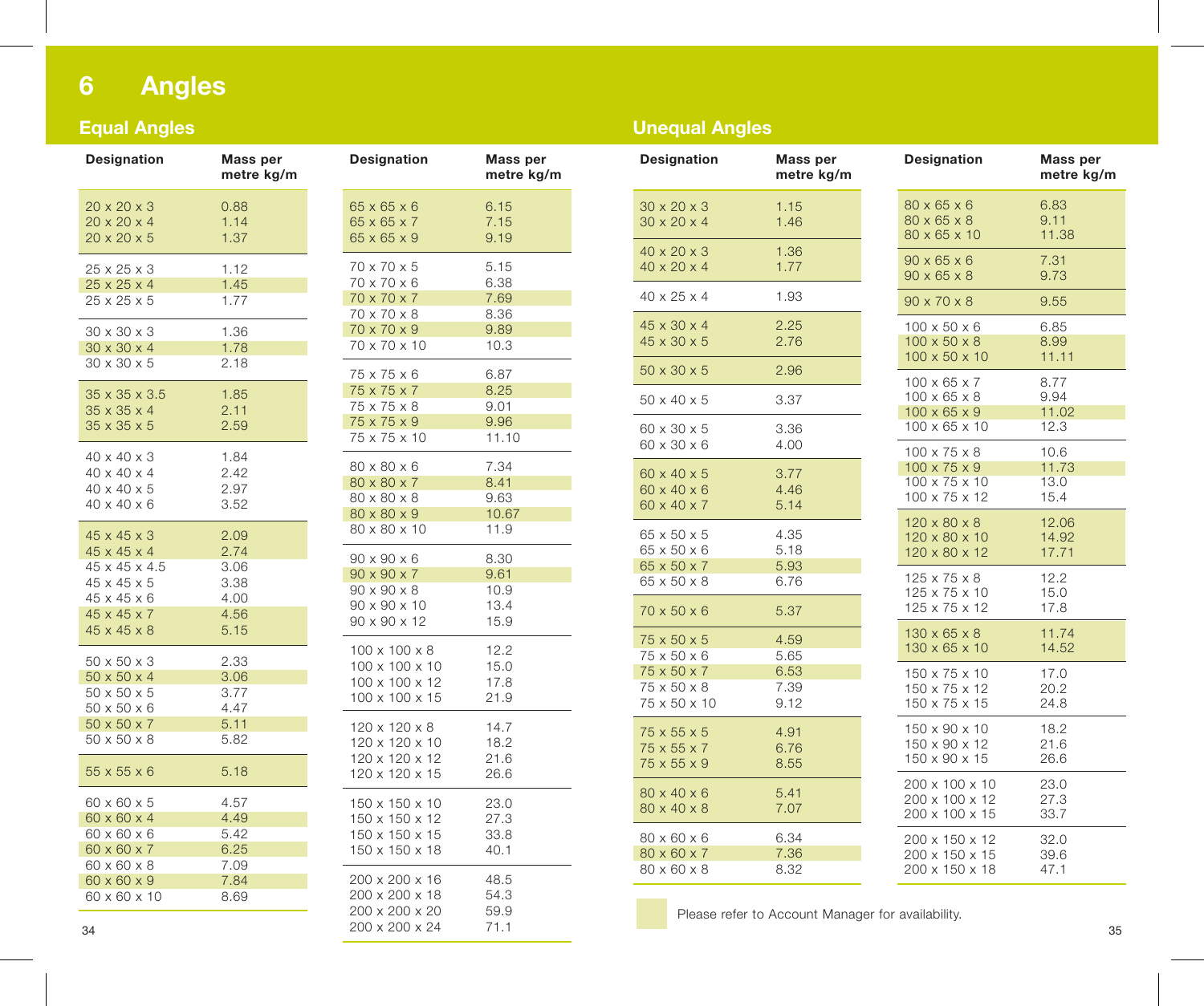# 6 Angles

## Equal Angles

| Designation | Mass per metre kg/m |
|---|---|
| 20 x 20 x 3 | 0.88 |
| 20 x 20 x 4 | 1.14 |
| 20 x 20 x 5 | 1.37 |
| 25 x 25 x 3 | 1.12 |
| 25 x 25 x 4 | 1.45 |
| 25 x 25 x 5 | 1.77 |
| 30 x 30 x 3 | 1.36 |
| 30 x 30 x 4 | 1.78 |
| 30 x 30 x 5 | 2.18 |
| 35 x 35 x 3.5 | 1.85 |
| 35 x 35 x 4 | 2.11 |
| 35 x 35 x 5 | 2.59 |
| 40 x 40 x 3 | 1.84 |
| 40 x 40 x 4 | 2.42 |
| 40 x 40 x 5 | 2.97 |
| 40 x 40 x 6 | 3.52 |
| 45 x 45 x 3 | 2.09 |
| 45 x 45 x 4 | 2.74 |
| 45 x 45 x 4.5 | 3.06 |
| 45 x 45 x 5 | 3.38 |
| 45 x 45 x 6 | 4.00 |
| 45 x 45 x 7 | 4.56 |
| 45 x 45 x 8 | 5.15 |
| 50 x 50 x 3 | 2.33 |
| 50 x 50 x 4 | 3.06 |
| 50 x 50 x 5 | 3.77 |
| 50 x 50 x 6 | 4.47 |
| 50 x 50 x 7 | 5.11 |
| 50 x 50 x 8 | 5.82 |
| 55 x 55 x 6 | 5.18 |
| 60 x 60 x 5 | 4.57 |
| 60 x 60 x 4 | 4.49 |
| 60 x 60 x 6 | 5.42 |
| 60 x 60 x 7 | 6.25 |
| 60 x 60 x 8 | 7.09 |
| 60 x 60 x 9 | 7.84 |
| 60 x 60 x 10 | 8.69 |
| 65 x 65 x 6 | 6.15 |
| 65 x 65 x 7 | 7.15 |
| 65 x 65 x 9 | 9.19 |
| 70 x 70 x 5 | 5.15 |
| 70 x 70 x 6 | 6.38 |
| 70 x 70 x 7 | 7.69 |
| 70 x 70 x 8 | 8.36 |
| 70 x 70 x 9 | 9.89 |
| 70 x 70 x 10 | 10.3 |
| 75 x 75 x 6 | 6.87 |
| 75 x 75 x 7 | 8.25 |
| 75 x 75 x 8 | 9.01 |
| 75 x 75 x 9 | 9.96 |
| 75 x 75 x 10 | 11.10 |
| 80 x 80 x 6 | 7.34 |
| 80 x 80 x 7 | 8.41 |
| 80 x 80 x 8 | 9.63 |
| 80 x 80 x 9 | 10.67 |
| 80 x 80 x 10 | 11.9 |
| 90 x 90 x 6 | 8.30 |
| 90 x 90 x 7 | 9.61 |
| 90 x 90 x 8 | 10.9 |
| 90 x 90 x 10 | 13.4 |
| 90 x 90 x 12 | 15.9 |
| 100 x 100 x 8 | 12.2 |
| 100 x 100 x 10 | 15.0 |
| 100 x 100 x 12 | 17.8 |
| 100 x 100 x 15 | 21.9 |
| 120 x 120 x 8 | 14.7 |
| 120 x 120 x 10 | 18.2 |
| 120 x 120 x 12 | 21.6 |
| 120 x 120 x 15 | 26.6 |
| 150 x 150 x 10 | 23.0 |
| 150 x 150 x 12 | 27.3 |
| 150 x 150 x 15 | 33.8 |
| 150 x 150 x 18 | 40.1 |
| 200 x 200 x 16 | 48.5 |
| 200 x 200 x 18 | 54.3 |
| 200 x 200 x 20 | 59.9 |
| 200 x 200 x 24 | 71.1 |

## Unequal Angles

| Designation | Mass per metre kg/m |
|---|---|
| 30 x 20 x 3 | 1.15 |
| 30 x 20 x 4 | 1.46 |
| 40 x 20 x 3 | 1.36 |
| 40 x 20 x 4 | 1.77 |
| 40 x 25 x 4 | 1.93 |
| 45 x 30 x 4 | 2.25 |
| 45 x 30 x 5 | 2.76 |
| 50 x 30 x 5 | 2.96 |
| 50 x 40 x 5 | 3.37 |
| 60 x 30 x 5 | 3.36 |
| 60 x 30 x 6 | 4.00 |
| 60 x 40 x 5 | 3.77 |
| 60 x 40 x 6 | 4.46 |
| 60 x 40 x 7 | 5.14 |
| 65 x 50 x 5 | 4.35 |
| 65 x 50 x 6 | 5.18 |
| 65 x 50 x 7 | 5.93 |
| 65 x 50 x 8 | 6.76 |
| 70 x 50 x 6 | 5.37 |
| 75 x 50 x 5 | 4.59 |
| 75 x 50 x 6 | 5.65 |
| 75 x 50 x 7 | 6.53 |
| 75 x 50 x 8 | 7.39 |
| 75 x 50 x 10 | 9.12 |
| 75 x 55 x 5 | 4.91 |
| 75 x 55 x 7 | 6.76 |
| 75 x 55 x 9 | 8.55 |
| 80 x 40 x 6 | 5.41 |
| 80 x 40 x 8 | 7.07 |
| 80 x 60 x 6 | 6.34 |
| 80 x 60 x 7 | 7.36 |
| 80 x 60 x 8 | 8.32 |
| 80 x 65 x 6 | 6.83 |
| 80 x 65 x 8 | 9.11 |
| 80 x 65 x 10 | 11.38 |
| 90 x 65 x 6 | 7.31 |
| 90 x 65 x 8 | 9.73 |
| 90 x 70 x 8 | 9.55 |
| 100 x 50 x 6 | 6.85 |
| 100 x 50 x 8 | 8.99 |
| 100 x 50 x 10 | 11.11 |
| 100 x 65 x 7 | 8.77 |
| 100 x 65 x 8 | 9.94 |
| 100 x 65 x 9 | 11.02 |
| 100 x 65 x 10 | 12.3 |
| 100 x 75 x 8 | 10.6 |
| 100 x 75 x 9 | 11.73 |
| 100 x 75 x 10 | 13.0 |
| 100 x 75 x 12 | 15.4 |
| 120 x 80 x 8 | 12.06 |
| 120 x 80 x 10 | 14.92 |
| 120 x 80 x 12 | 17.71 |
| 125 x 75 x 8 | 12.2 |
| 125 x 75 x 10 | 15.0 |
| 125 x 75 x 12 | 17.8 |
| 130 x 65 x 8 | 11.74 |
| 130 x 65 x 10 | 14.52 |
| 150 x 75 x 10 | 17.0 |
| 150 x 75 x 12 | 20.2 |
| 150 x 75 x 15 | 24.8 |
| 150 x 90 x 10 | 18.2 |
| 150 x 90 x 12 | 21.6 |
| 150 x 90 x 15 | 26.6 |
| 200 x 100 x 10 | 23.0 |
| 200 x 100 x 12 | 27.3 |
| 200 x 100 x 15 | 33.7 |
| 200 x 150 x 12 | 32.0 |
| 200 x 150 x 15 | 39.6 |
| 200 x 150 x 18 | 47.1 |

Please refer to Account Manager for availability.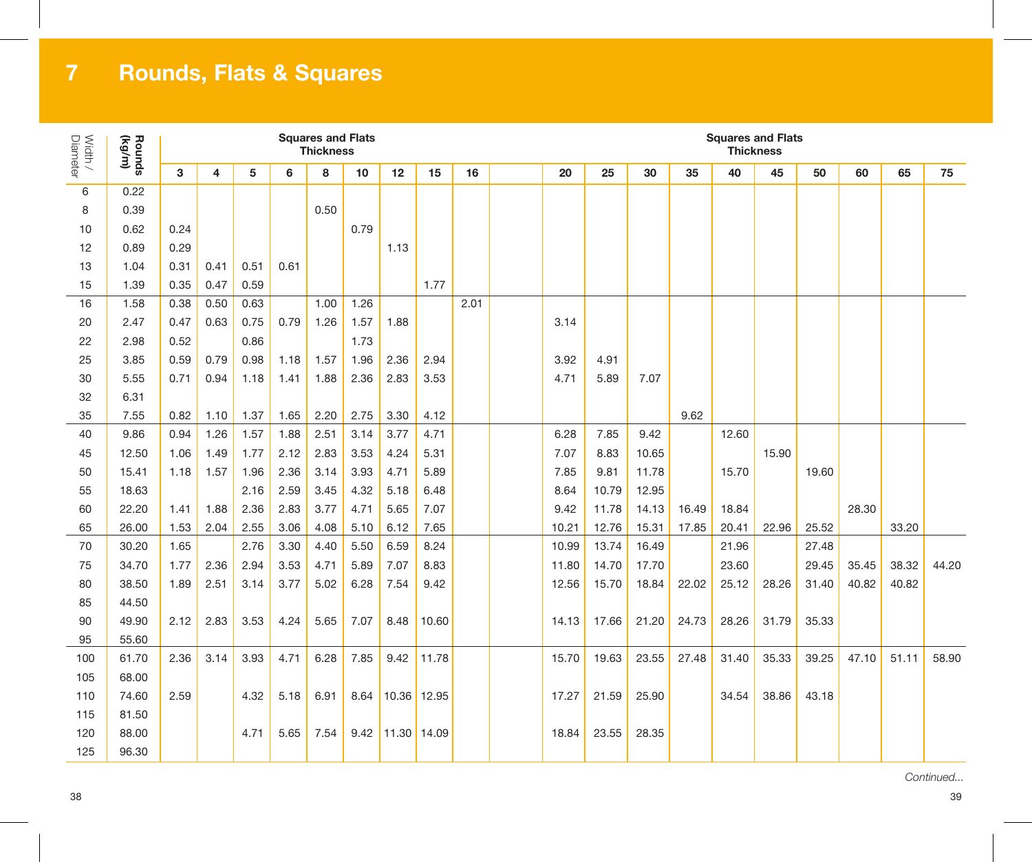# 7 Rounds, Flats & Squares

| Width / Diameter | Rounds (kg/m) | Squares and Flats Thickness | | | | | | | | | | | | | | | | | | |
|---|---|---|---|---|---|---|---|---|---|---|---|---|---|---|---|---|---|---|---|---|
| | | 3 | 4 | 5 | 6 | 8 | 10 | 12 | 15 | 16 | 20 | 25 | 30 | 35 | 40 | 45 | 50 | 60 | 65 | 75 |
| 6 | 0.22 | | | | | | | | | | | | | | | | | | | |
| 8 | 0.39 | | | | | 0.50 | | | | | | | | | | | | | | |
| 10 | 0.62 | 0.24 | | | | | 0.79 | | | | | | | | | | | | | |
| 12 | 0.89 | 0.29 | | | | | | 1.13 | | | | | | | | | | | | |
| 13 | 1.04 | 0.31 | 0.41 | 0.51 | 0.61 | | | | | | | | | | | | | | | |
| 15 | 1.39 | 0.35 | 0.47 | 0.59 | | | | | 1.77 | | | | | | | | | | | |
| 16 | 1.58 | 0.38 | 0.50 | 0.63 | | 1.00 | 1.26 | | | 2.01 | | | | | | | | | | |
| 20 | 2.47 | 0.47 | 0.63 | 0.75 | 0.79 | 1.26 | 1.57 | 1.88 | | | 3.14 | | | | | | | | | |
| 22 | 2.98 | 0.52 | | 0.86 | | | 1.73 | | | | | | | | | | | | | |
| 25 | 3.85 | 0.59 | 0.79 | 0.98 | 1.18 | 1.57 | 1.96 | 2.36 | 2.94 | | 3.92 | 4.91 | | | | | | | | |
| 30 | 5.55 | 0.71 | 0.94 | 1.18 | 1.41 | 1.88 | 2.36 | 2.83 | 3.53 | | 4.71 | 5.89 | 7.07 | | | | | | | |
| 32 | 6.31 | | | | | | | | | | | | | | | | | | | |
| 35 | 7.55 | 0.82 | 1.10 | 1.37 | 1.65 | 2.20 | 2.75 | 3.30 | 4.12 | | | | | 9.62 | | | | | | |
| 40 | 9.86 | 0.94 | 1.26 | 1.57 | 1.88 | 2.51 | 3.14 | 3.77 | 4.71 | | 6.28 | 7.85 | 9.42 | | 12.60 | | | | | |
| 45 | 12.50 | 1.06 | 1.49 | 1.77 | 2.12 | 2.83 | 3.53 | 4.24 | 5.31 | | 7.07 | 8.83 | 10.65 | | | 15.90 | | | | |
| 50 | 15.41 | 1.18 | 1.57 | 1.96 | 2.36 | 3.14 | 3.93 | 4.71 | 5.89 | | 7.85 | 9.81 | 11.78 | | 15.70 | | 19.60 | | | |
| 55 | 18.63 | | | 2.16 | 2.59 | 3.45 | 4.32 | 5.18 | 6.48 | | 8.64 | 10.79 | 12.95 | | | | | | | |
| 60 | 22.20 | 1.41 | 1.88 | 2.36 | 2.83 | 3.77 | 4.71 | 5.65 | 7.07 | | 9.42 | 11.78 | 14.13 | 16.49 | 18.84 | | | 28.30 | | |
| 65 | 26.00 | 1.53 | 2.04 | 2.55 | 3.06 | 4.08 | 5.10 | 6.12 | 7.65 | | 10.21 | 12.76 | 15.31 | 17.85 | 20.41 | 22.96 | 25.52 | | 33.20 | |
| 70 | 30.20 | 1.65 | | 2.76 | 3.30 | 4.40 | 5.50 | 6.59 | 8.24 | | 10.99 | 13.74 | 16.49 | | 21.96 | | 27.48 | | | |
| 75 | 34.70 | 1.77 | 2.36 | 2.94 | 3.53 | 4.71 | 5.89 | 7.07 | 8.83 | | 11.80 | 14.70 | 17.70 | | 23.60 | | 29.45 | 35.45 | 38.32 | 44.20 |
| 80 | 38.50 | 1.89 | 2.51 | 3.14 | 3.77 | 5.02 | 6.28 | 7.54 | 9.42 | | 12.56 | 15.70 | 18.84 | 22.02 | 25.12 | 28.26 | 31.40 | 40.82 | 40.82 | |
| 85 | 44.50 | | | | | | | | | | | | | | | | | | | |
| 90 | 49.90 | 2.12 | 2.83 | 3.53 | 4.24 | 5.65 | 7.07 | 8.48 | 10.60 | | 14.13 | 17.66 | 21.20 | 24.73 | 28.26 | 31.79 | 35.33 | | | |
| 95 | 55.60 | | | | | | | | | | | | | | | | | | | |
| 100 | 61.70 | 2.36 | 3.14 | 3.93 | 4.71 | 6.28 | 7.85 | 9.42 | 11.78 | | 15.70 | 19.63 | 23.55 | 27.48 | 31.40 | 35.33 | 39.25 | 47.10 | 51.11 | 58.90 |
| 105 | 68.00 | | | | | | | | | | | | | | | | | | | |
| 110 | 74.60 | 2.59 | | 4.32 | 5.18 | 6.91 | 8.64 | 10.36 | 12.95 | | 17.27 | 21.59 | 25.90 | | 34.54 | 38.86 | 43.18 | | | |
| 115 | 81.50 | | | | | | | | | | | | | | | | | | | |
| 120 | 88.00 | | | 4.71 | 5.65 | 7.54 | 9.42 | 11.30 | 14.09 | | 18.84 | 23.55 | 28.35 | | | | | | | |
| 125 | 96.30 | | | | | | | | | | | | | | | | | | | |

*Continued...*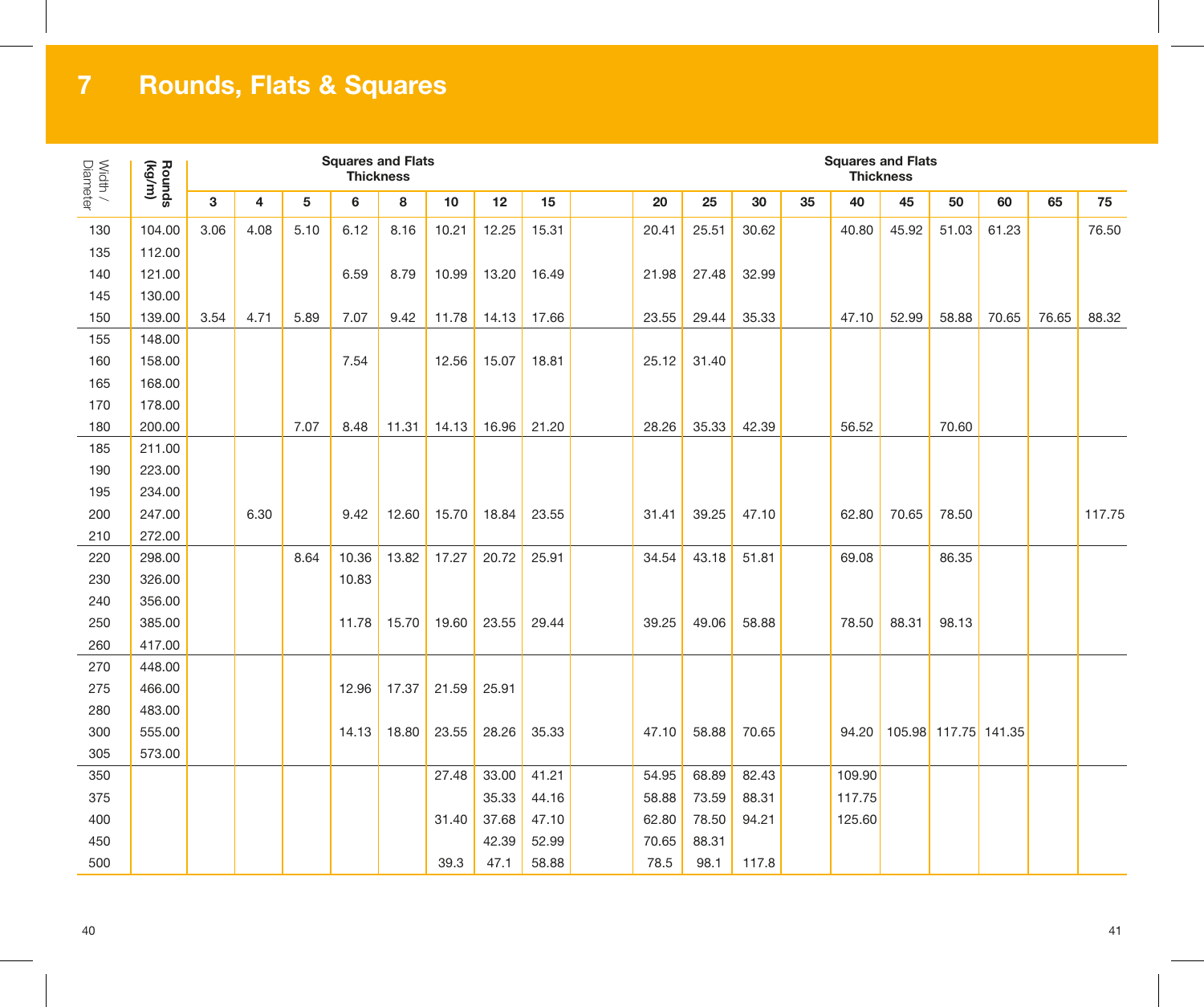# 7 Rounds, Flats & Squares

| Width / Diameter | Rounds (kg/m) | Squares and Flats Thickness | | | | | | | | | | | | | | | | | |
|---|---|---|---|---|---|---|---|---|---|---|---|---|---|---|---|---|---|---|---|
| | | 3 | 4 | 5 | 6 | 8 | 10 | 12 | 15 | 20 | 25 | 30 | 35 | 40 | 45 | 50 | 60 | 65 | 75 |
| 130 | 104.00 | 3.06 | 4.08 | 5.10 | 6.12 | 8.16 | 10.21 | 12.25 | 15.31 | 20.41 | 25.51 | 30.62 | | 40.80 | 45.92 | 51.03 | 61.23 | | 76.50 |
| 135 | 112.00 | | | | | | | | | | | | | | | | | | |
| 140 | 121.00 | | | | 6.59 | 8.79 | 10.99 | 13.20 | 16.49 | 21.98 | 27.48 | 32.99 | | | | | | | |
| 145 | 130.00 | | | | | | | | | | | | | | | | | | |
| 150 | 139.00 | 3.54 | 4.71 | 5.89 | 7.07 | 9.42 | 11.78 | 14.13 | 17.66 | 23.55 | 29.44 | 35.33 | | 47.10 | 52.99 | 58.88 | 70.65 | 76.65 | 88.32 |
| 155 | 148.00 | | | | | | | | | | | | | | | | | | |
| 160 | 158.00 | | | | 7.54 | | 12.56 | 15.07 | 18.81 | 25.12 | 31.40 | | | | | | | | |
| 165 | 168.00 | | | | | | | | | | | | | | | | | | |
| 170 | 178.00 | | | | | | | | | | | | | | | | | | |
| 180 | 200.00 | | | 7.07 | 8.48 | 11.31 | 14.13 | 16.96 | 21.20 | 28.26 | 35.33 | 42.39 | | 56.52 | | 70.60 | | | |
| 185 | 211.00 | | | | | | | | | | | | | | | | | | |
| 190 | 223.00 | | | | | | | | | | | | | | | | | | |
| 195 | 234.00 | | | | | | | | | | | | | | | | | | |
| 200 | 247.00 | | 6.30 | | 9.42 | 12.60 | 15.70 | 18.84 | 23.55 | 31.41 | 39.25 | 47.10 | | 62.80 | 70.65 | 78.50 | | | 117.75 |
| 210 | 272.00 | | | | | | | | | | | | | | | | | | |
| 220 | 298.00 | | | 8.64 | 10.36 | 13.82 | 17.27 | 20.72 | 25.91 | 34.54 | 43.18 | 51.81 | | 69.08 | | 86.35 | | | |
| 230 | 326.00 | | | | 10.83 | | | | | | | | | | | | | | |
| 240 | 356.00 | | | | | | | | | | | | | | | | | | |
| 250 | 385.00 | | | | 11.78 | 15.70 | 19.60 | 23.55 | 29.44 | 39.25 | 49.06 | 58.88 | | 78.50 | 88.31 | 98.13 | | | |
| 260 | 417.00 | | | | | | | | | | | | | | | | | | |
| 270 | 448.00 | | | | | | | | | | | | | | | | | | |
| 275 | 466.00 | | | | 12.96 | 17.37 | 21.59 | 25.91 | | | | | | | | | | | |
| 280 | 483.00 | | | | | | | | | | | | | | | | | | |
| 300 | 555.00 | | | | 14.13 | 18.80 | 23.55 | 28.26 | 35.33 | 47.10 | 58.88 | 70.65 | | 94.20 | 105.98 | 117.75 | 141.35 | | |
| 305 | 573.00 | | | | | | | | | | | | | | | | | | |
| 350 | | | | | | | 27.48 | 33.00 | 41.21 | 54.95 | 68.89 | 82.43 | | 109.90 | | | | | |
| 375 | | | | | | | | 35.33 | 44.16 | 58.88 | 73.59 | 88.31 | | 117.75 | | | | | |
| 400 | | | | | | | 31.40 | 37.68 | 47.10 | 62.80 | 78.50 | 94.21 | | 125.60 | | | | | |
| 450 | | | | | | | | 42.39 | 52.99 | 70.65 | 88.31 | | | | | | | | |
| 500 | | | | | | | 39.3 | 47.1 | 58.88 | 78.5 | 98.1 | 117.8 | | | | | | | |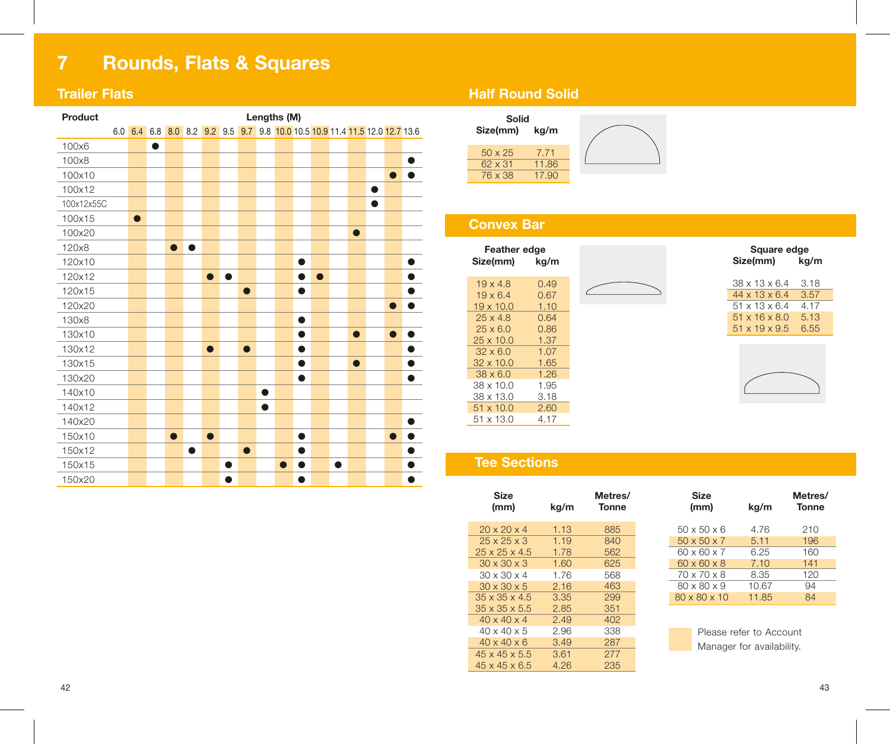# 7 Rounds, Flats & Squares

## Trailer Flats

| Product | 6.0 | 6.4 | 6.8 | 8.0 | 8.2 | 9.2 | 9.5 | 9.7 | 9.8 | 10.0 | 10.5 | 10.9 | 11.4 | 11.5 | 12.0 | 12.7 | 13.6 |
|---|---|---|---|---|---|---|---|---|---|---|---|---|---|---|---|---|---|
| 100x6 | | | ● | | | | | | | | | | | | | | |
| 100x8 | | | | | | | | | | | | | | | | | ● |
| 100x10 | | | | | | | | | | | | | | | | ● | ● |
| 100x12 | | | | | | | | | | | | | | | ● | | |
| 100x12x55C | | | | | | | | | | | | | | | ● | | |
| 100x15 | | ● | | | | | | | | | | | | | | | |
| 100x20 | | | | | | | | | | | | | | ● | | | |
| 120x8 | | | | ● | ● | | | | | | | | | | | | |
| 120x10 | | | | | | | | | | | ● | | | | | | ● |
| 120x12 | | | | | | ● | ● | | | | ● | ● | | | | | ● |
| 120x15 | | | | | | | | ● | | | ● | | | | | | ● |
| 120x20 | | | | | | | | | | | | | | | | ● | ● |
| 130x8 | | | | | | | | | | | ● | | | | | | |
| 130x10 | | | | | | | | | | | ● | | | ● | | ● | ● |
| 130x12 | | | | | | ● | | ● | | | ● | | | | | | ● |
| 130x15 | | | | | | | | | | | ● | | | ● | | | ● |
| 130x20 | | | | | | | | | | | ● | | | | | | ● |
| 140x10 | | | | | | | | | ● | | | | | | | | |
| 140x12 | | | | | | | | | ● | | | | | | | | |
| 140x20 | | | | | | | | | | | | | | | | | ● |
| 150x10 | | | | ● | | ● | | | | | ● | | | | | ● | ● |
| 150x12 | | | | | ● | | | ● | | | ● | | | | | | ● |
| 150x15 | | | | | | | ● | | | ● | ● | | ● | | | | ● |
| 150x20 | | | | | | | ● | | | | ● | | | | | | ● |

Lengths (M)

## Half Round Solid

| Solid Size(mm) | kg/m |
|---|---|
| 50 x 25 | 7.71 |
| 62 x 31 | 11.86 |
| 76 x 38 | 17.90 |

## Convex Bar

**Feather edge**

| Size(mm) | kg/m |
|---|---|
| 19 x 4.8 | 0.49 |
| 19 x 6.4 | 0.67 |
| 19 x 10.0 | 1.10 |
| 25 x 4.8 | 0.64 |
| 25 x 6.0 | 0.86 |
| 25 x 10.0 | 1.37 |
| 32 x 6.0 | 1.07 |
| 32 x 10.0 | 1.65 |
| 38 x 6.0 | 1.26 |
| 38 x 10.0 | 1.95 |
| 38 x 13.0 | 3.18 |
| 51 x 10.0 | 2.60 |
| 51 x 13.0 | 4.17 |

**Square edge**

| Size(mm) | kg/m |
|---|---|
| 38 x 13 x 6.4 | 3.18 |
| 44 x 13 x 6.4 | 3.57 |
| 51 x 13 x 6.4 | 4.17 |
| 51 x 16 x 8.0 | 5.13 |
| 51 x 19 x 9.5 | 6.55 |

## Tee Sections

| Size (mm) | kg/m | Metres/ Tonne |
|---|---|---|
| 20 x 20 x 4 | 1.13 | 885 |
| 25 x 25 x 3 | 1.19 | 840 |
| 25 x 25 x 4.5 | 1.78 | 562 |
| 30 x 30 x 3 | 1.60 | 625 |
| 30 x 30 x 4 | 1.76 | 568 |
| 30 x 30 x 5 | 2.16 | 463 |
| 35 x 35 x 4.5 | 3.35 | 299 |
| 35 x 35 x 5.5 | 2.85 | 351 |
| 40 x 40 x 4 | 2.49 | 402 |
| 40 x 40 x 5 | 2.96 | 338 |
| 40 x 40 x 6 | 3.49 | 287 |
| 45 x 45 x 5.5 | 3.61 | 277 |
| 45 x 45 x 6.5 | 4.26 | 235 |
| 50 x 50 x 6 | 4.76 | 210 |
| 50 x 50 x 7 | 5.11 | 196 |
| 60 x 60 x 7 | 6.25 | 160 |
| 60 x 60 x 8 | 7.10 | 141 |
| 70 x 70 x 8 | 8.35 | 120 |
| 80 x 80 x 9 | 10.67 | 94 |
| 80 x 80 x 10 | 11.85 | 84 |

Please refer to Account Manager for availability.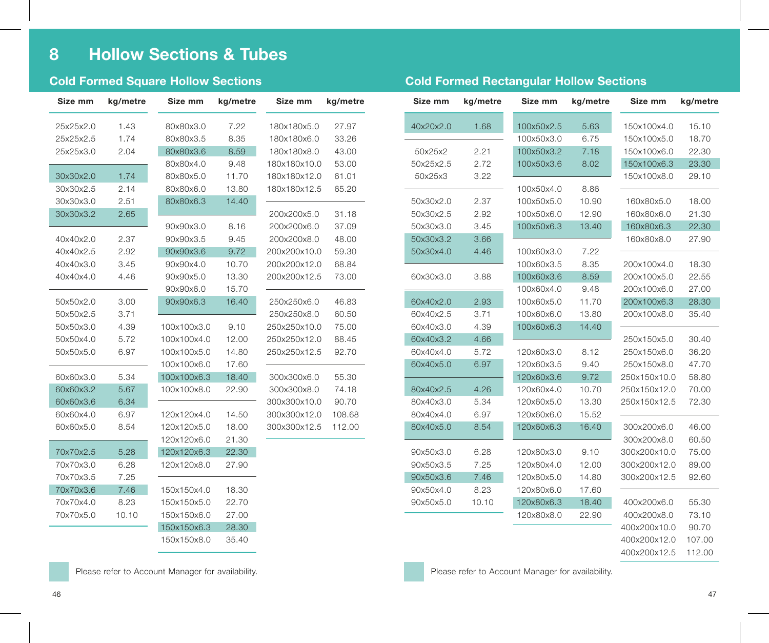# 8 Hollow Sections & Tubes

## Cold Formed Square Hollow Sections

| Size mm | kg/metre |
|---|---|
| 25x25x2.0 | 1.43 |
| 25x25x2.5 | 1.74 |
| 25x25x3.0 | 2.04 |
| 30x30x2.0 | 1.74 |
| 30x30x2.5 | 2.14 |
| 30x30x3.0 | 2.51 |
| 30x30x3.2 | 2.65 |
| 40x40x2.0 | 2.37 |
| 40x40x2.5 | 2.92 |
| 40x40x3.0 | 3.45 |
| 40x40x4.0 | 4.46 |
| 50x50x2.0 | 3.00 |
| 50x50x2.5 | 3.71 |
| 50x50x3.0 | 4.39 |
| 50x50x4.0 | 5.72 |
| 50x50x5.0 | 6.97 |
| 60x60x3.0 | 5.34 |
| 60x60x3.2 | 5.67 |
| 60x60x3.6 | 6.34 |
| 60x60x4.0 | 6.97 |
| 60x60x5.0 | 8.54 |
| 70x70x2.5 | 5.28 |
| 70x70x3.0 | 6.28 |
| 70x70x3.5 | 7.25 |
| 70x70x3.6 | 7.46 |
| 70x70x4.0 | 8.23 |
| 70x70x5.0 | 10.10 |
| 80x80x3.0 | 7.22 |
| 80x80x3.5 | 8.35 |
| 80x80x3.6 | 8.59 |
| 80x80x4.0 | 9.48 |
| 80x80x5.0 | 11.70 |
| 80x80x6.0 | 13.80 |
| 80x80x6.3 | 14.40 |
| 90x90x3.0 | 8.16 |
| 90x90x3.5 | 9.45 |
| 90x90x3.6 | 9.72 |
| 90x90x4.0 | 10.70 |
| 90x90x5.0 | 13.30 |
| 90x90x6.0 | 15.70 |
| 90x90x6.3 | 16.40 |
| 100x100x3.0 | 9.10 |
| 100x100x4.0 | 12.00 |
| 100x100x5.0 | 14.80 |
| 100x100x6.0 | 17.60 |
| 100x100x6.3 | 18.40 |
| 100x100x8.0 | 22.90 |
| 120x120x4.0 | 14.50 |
| 120x120x5.0 | 18.00 |
| 120x120x6.0 | 21.30 |
| 120x120x6.3 | 22.30 |
| 120x120x8.0 | 27.90 |
| 150x150x4.0 | 18.30 |
| 150x150x5.0 | 22.70 |
| 150x150x6.0 | 27.00 |
| 150x150x6.3 | 28.30 |
| 150x150x8.0 | 35.40 |
| 180x180x5.0 | 27.97 |
| 180x180x6.0 | 33.26 |
| 180x180x8.0 | 43.00 |
| 180x180x10.0 | 53.00 |
| 180x180x12.0 | 61.01 |
| 180x180x12.5 | 65.20 |
| 200x200x5.0 | 31.18 |
| 200x200x6.0 | 37.09 |
| 200x200x8.0 | 48.00 |
| 200x200x10.0 | 59.30 |
| 200x200x12.0 | 68.84 |
| 200x200x12.5 | 73.00 |
| 250x250x6.0 | 46.83 |
| 250x250x8.0 | 60.50 |
| 250x250x10.0 | 75.00 |
| 250x250x12.0 | 88.45 |
| 250x250x12.5 | 92.70 |
| 300x300x6.0 | 55.30 |
| 300x300x8.0 | 74.18 |
| 300x300x10.0 | 90.70 |
| 300x300x12.0 | 108.68 |
| 300x300x12.5 | 112.00 |

Please refer to Account Manager for availability.

## Cold Formed Rectangular Hollow Sections

| Size mm | kg/metre |
|---|---|
| 40x20x2.0 | 1.68 |
| 50x25x2 | 2.21 |
| 50x25x2.5 | 2.72 |
| 50x25x3 | 3.22 |
| 50x30x2.0 | 2.37 |
| 50x30x2.5 | 2.92 |
| 50x30x3.0 | 3.45 |
| 50x30x3.2 | 3.66 |
| 50x30x4.0 | 4.46 |
| 60x30x3.0 | 3.88 |
| 60x40x2.0 | 2.93 |
| 60x40x2.5 | 3.71 |
| 60x40x3.0 | 4.39 |
| 60x40x3.2 | 4.66 |
| 60x40x4.0 | 5.72 |
| 60x40x5.0 | 6.97 |
| 80x40x2.5 | 4.26 |
| 80x40x3.0 | 5.34 |
| 80x40x4.0 | 6.97 |
| 80x40x5.0 | 8.54 |
| 90x50x3.0 | 6.28 |
| 90x50x3.5 | 7.25 |
| 90x50x3.6 | 7.46 |
| 90x50x4.0 | 8.23 |
| 90x50x5.0 | 10.10 |
| 100x50x2.5 | 5.63 |
| 100x50x3.0 | 6.75 |
| 100x50x3.2 | 7.18 |
| 100x50x3.6 | 8.02 |
| 100x50x4.0 | 8.86 |
| 100x50x5.0 | 10.90 |
| 100x50x6.0 | 12.90 |
| 100x50x6.3 | 13.40 |
| 100x60x3.0 | 7.22 |
| 100x60x3.5 | 8.35 |
| 100x60x3.6 | 8.59 |
| 100x60x4.0 | 9.48 |
| 100x60x5.0 | 11.70 |
| 100x60x6.0 | 13.80 |
| 100x60x6.3 | 14.40 |
| 120x60x3.0 | 8.12 |
| 120x60x3.5 | 9.40 |
| 120x60x3.6 | 9.72 |
| 120x60x4.0 | 10.70 |
| 120x60x5.0 | 13.30 |
| 120x60x6.0 | 15.52 |
| 120x60x6.3 | 16.40 |
| 120x80x3.0 | 9.10 |
| 120x80x4.0 | 12.00 |
| 120x80x5.0 | 14.80 |
| 120x80x6.0 | 17.60 |
| 120x80x6.3 | 18.40 |
| 120x80x8.0 | 22.90 |
| 150x100x4.0 | 15.10 |
| 150x100x5.0 | 18.70 |
| 150x100x6.0 | 22.30 |
| 150x100x6.3 | 23.30 |
| 150x100x8.0 | 29.10 |
| 160x80x5.0 | 18.00 |
| 160x80x6.0 | 21.30 |
| 160x80x6.3 | 22.30 |
| 160x80x8.0 | 27.90 |
| 200x100x4.0 | 18.30 |
| 200x100x5.0 | 22.55 |
| 200x100x6.0 | 27.00 |
| 200x100x6.3 | 28.30 |
| 200x100x8.0 | 35.40 |
| 250x150x5.0 | 30.40 |
| 250x150x6.0 | 36.20 |
| 250x150x8.0 | 47.70 |
| 250x150x10.0 | 58.80 |
| 250x150x12.0 | 70.00 |
| 250x150x12.5 | 72.30 |
| 300x200x6.0 | 46.00 |
| 300x200x8.0 | 60.50 |
| 300x200x10.0 | 75.00 |
| 300x200x12.0 | 89.00 |
| 300x200x12.5 | 92.60 |
| 400x200x6.0 | 55.30 |
| 400x200x8.0 | 73.10 |
| 400x200x10.0 | 90.70 |
| 400x200x12.0 | 107.00 |
| 400x200x12.5 | 112.00 |

Please refer to Account Manager for availability.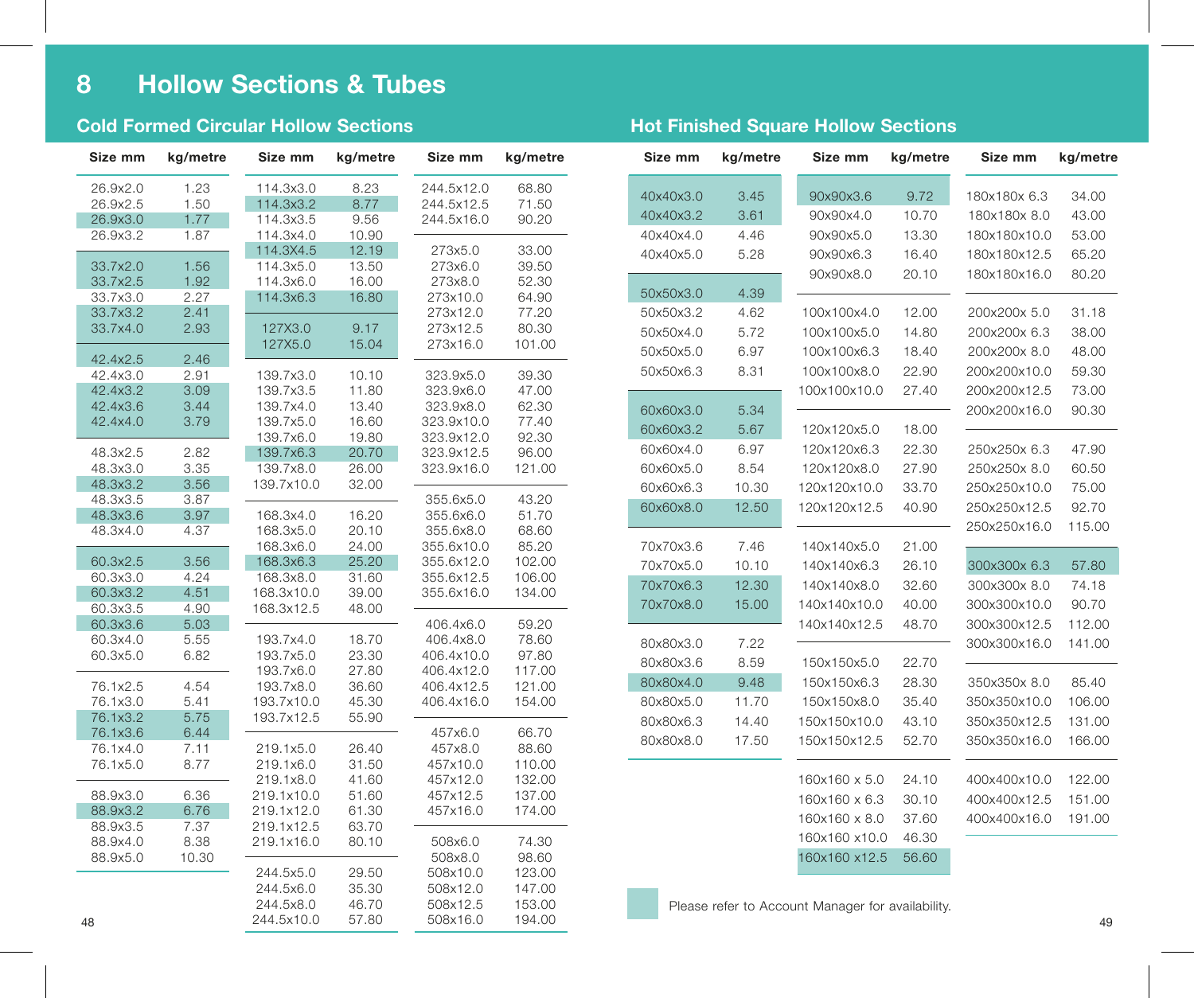# 8 Hollow Sections & Tubes

## Cold Formed Circular Hollow Sections

| Size mm | kg/metre |
|---|---|
| 26.9x2.0 | 1.23 |
| 26.9x2.5 | 1.50 |
| 26.9x3.0 | 1.77 |
| 26.9x3.2 | 1.87 |
| 33.7x2.0 | 1.56 |
| 33.7x2.5 | 1.92 |
| 33.7x3.0 | 2.27 |
| 33.7x3.2 | 2.41 |
| 33.7x4.0 | 2.93 |
| 42.4x2.5 | 2.46 |
| 42.4x3.0 | 2.91 |
| 42.4x3.2 | 3.09 |
| 42.4x3.6 | 3.44 |
| 42.4x4.0 | 3.79 |
| 48.3x2.5 | 2.82 |
| 48.3x3.0 | 3.35 |
| 48.3x3.2 | 3.56 |
| 48.3x3.5 | 3.87 |
| 48.3x3.6 | 3.97 |
| 48.3x4.0 | 4.37 |
| 60.3x2.5 | 3.56 |
| 60.3x3.0 | 4.24 |
| 60.3x3.2 | 4.51 |
| 60.3x3.5 | 4.90 |
| 60.3x3.6 | 5.03 |
| 60.3x4.0 | 5.55 |
| 60.3x5.0 | 6.82 |
| 76.1x2.5 | 4.54 |
| 76.1x3.0 | 5.41 |
| 76.1x3.2 | 5.75 |
| 76.1x3.6 | 6.44 |
| 76.1x4.0 | 7.11 |
| 76.1x5.0 | 8.77 |
| 88.9x3.0 | 6.36 |
| 88.9x3.2 | 6.76 |
| 88.9x3.5 | 7.37 |
| 88.9x4.0 | 8.38 |
| 88.9x5.0 | 10.30 |
| 114.3x3.0 | 8.23 |
| 114.3x3.2 | 8.77 |
| 114.3x3.5 | 9.56 |
| 114.3x4.0 | 10.90 |
| 114.3X4.5 | 12.19 |
| 114.3x5.0 | 13.50 |
| 114.3x6.0 | 16.00 |
| 114.3x6.3 | 16.80 |
| 127X3.0 | 9.17 |
| 127X5.0 | 15.04 |
| 139.7x3.0 | 10.10 |
| 139.7x3.5 | 11.80 |
| 139.7x4.0 | 13.40 |
| 139.7x5.0 | 16.60 |
| 139.7x6.0 | 19.80 |
| 139.7x6.3 | 20.70 |
| 139.7x8.0 | 26.00 |
| 139.7x10.0 | 32.00 |
| 168.3x4.0 | 16.20 |
| 168.3x5.0 | 20.10 |
| 168.3x6.0 | 24.00 |
| 168.3x6.3 | 25.20 |
| 168.3x8.0 | 31.60 |
| 168.3x10.0 | 39.00 |
| 168.3x12.5 | 48.00 |
| 193.7x4.0 | 18.70 |
| 193.7x5.0 | 23.30 |
| 193.7x6.0 | 27.80 |
| 193.7x8.0 | 36.60 |
| 193.7x10.0 | 45.30 |
| 193.7x12.5 | 55.90 |
| 219.1x5.0 | 26.40 |
| 219.1x6.0 | 31.50 |
| 219.1x8.0 | 41.60 |
| 219.1x10.0 | 51.60 |
| 219.1x12.0 | 61.30 |
| 219.1x12.5 | 63.70 |
| 219.1x16.0 | 80.10 |
| 244.5x5.0 | 29.50 |
| 244.5x6.0 | 35.30 |
| 244.5x8.0 | 46.70 |
| 244.5x10.0 | 57.80 |
| 244.5x12.0 | 68.80 |
| 244.5x12.5 | 71.50 |
| 244.5x16.0 | 90.20 |
| 273x5.0 | 33.00 |
| 273x6.0 | 39.50 |
| 273x8.0 | 52.30 |
| 273x10.0 | 64.90 |
| 273x12.0 | 77.20 |
| 273x12.5 | 80.30 |
| 273x16.0 | 101.00 |
| 323.9x5.0 | 39.30 |
| 323.9x6.0 | 47.00 |
| 323.9x8.0 | 62.30 |
| 323.9x10.0 | 77.40 |
| 323.9x12.0 | 92.30 |
| 323.9x12.5 | 96.00 |
| 323.9x16.0 | 121.00 |
| 355.6x5.0 | 43.20 |
| 355.6x6.0 | 51.70 |
| 355.6x8.0 | 68.60 |
| 355.6x10.0 | 85.20 |
| 355.6x12.0 | 102.00 |
| 355.6x12.5 | 106.00 |
| 355.6x16.0 | 134.00 |
| 406.4x6.0 | 59.20 |
| 406.4x8.0 | 78.60 |
| 406.4x10.0 | 97.80 |
| 406.4x12.0 | 117.00 |
| 406.4x12.5 | 121.00 |
| 406.4x16.0 | 154.00 |
| 457x6.0 | 66.70 |
| 457x8.0 | 88.60 |
| 457x10.0 | 110.00 |
| 457x12.0 | 132.00 |
| 457x12.5 | 137.00 |
| 457x16.0 | 174.00 |
| 508x6.0 | 74.30 |
| 508x8.0 | 98.60 |
| 508x10.0 | 123.00 |
| 508x12.0 | 147.00 |
| 508x12.5 | 153.00 |
| 508x16.0 | 194.00 |

## Hot Finished Square Hollow Sections

| Size mm | kg/metre |
|---|---|
| 40x40x3.0 | 3.45 |
| 40x40x3.2 | 3.61 |
| 40x40x4.0 | 4.46 |
| 40x40x5.0 | 5.28 |
| 50x50x3.0 | 4.39 |
| 50x50x3.2 | 4.62 |
| 50x50x4.0 | 5.72 |
| 50x50x5.0 | 6.97 |
| 50x50x6.3 | 8.31 |
| 60x60x3.0 | 5.34 |
| 60x60x3.2 | 5.67 |
| 60x60x4.0 | 6.97 |
| 60x60x5.0 | 8.54 |
| 60x60x6.3 | 10.30 |
| 60x60x8.0 | 12.50 |
| 70x70x3.6 | 7.46 |
| 70x70x5.0 | 10.10 |
| 70x70x6.3 | 12.30 |
| 70x70x8.0 | 15.00 |
| 80x80x3.0 | 7.22 |
| 80x80x3.6 | 8.59 |
| 80x80x4.0 | 9.48 |
| 80x80x5.0 | 11.70 |
| 80x80x6.3 | 14.40 |
| 80x80x8.0 | 17.50 |
| 90x90x3.6 | 9.72 |
| 90x90x4.0 | 10.70 |
| 90x90x5.0 | 13.30 |
| 90x90x6.3 | 16.40 |
| 90x90x8.0 | 20.10 |
| 100x100x4.0 | 12.00 |
| 100x100x5.0 | 14.80 |
| 100x100x6.3 | 18.40 |
| 100x100x8.0 | 22.90 |
| 100x100x10.0 | 27.40 |
| 120x120x5.0 | 18.00 |
| 120x120x6.3 | 22.30 |
| 120x120x8.0 | 27.90 |
| 120x120x10.0 | 33.70 |
| 120x120x12.5 | 40.90 |
| 140x140x5.0 | 21.00 |
| 140x140x6.3 | 26.10 |
| 140x140x8.0 | 32.60 |
| 140x140x10.0 | 40.00 |
| 140x140x12.5 | 48.70 |
| 150x150x5.0 | 22.70 |
| 150x150x6.3 | 28.30 |
| 150x150x8.0 | 35.40 |
| 150x150x10.0 | 43.10 |
| 150x150x12.5 | 52.70 |
| 160x160 x 5.0 | 24.10 |
| 160x160 x 6.3 | 30.10 |
| 160x160 x 8.0 | 37.60 |
| 160x160 x10.0 | 46.30 |
| 160x160 x12.5 | 56.60 |
| 180x180x 6.3 | 34.00 |
| 180x180x 8.0 | 43.00 |
| 180x180x10.0 | 53.00 |
| 180x180x12.5 | 65.20 |
| 180x180x16.0 | 80.20 |
| 200x200x 5.0 | 31.18 |
| 200x200x 6.3 | 38.00 |
| 200x200x 8.0 | 48.00 |
| 200x200x10.0 | 59.30 |
| 200x200x12.5 | 73.00 |
| 200x200x16.0 | 90.30 |
| 250x250x 6.3 | 47.90 |
| 250x250x 8.0 | 60.50 |
| 250x250x10.0 | 75.00 |
| 250x250x12.5 | 92.70 |
| 250x250x16.0 | 115.00 |
| 300x300x 6.3 | 57.80 |
| 300x300x 8.0 | 74.18 |
| 300x300x10.0 | 90.70 |
| 300x300x12.5 | 112.00 |
| 300x300x16.0 | 141.00 |
| 350x350x 8.0 | 85.40 |
| 350x350x10.0 | 106.00 |
| 350x350x12.5 | 131.00 |
| 350x350x16.0 | 166.00 |
| 400x400x10.0 | 122.00 |
| 400x400x12.5 | 151.00 |
| 400x400x16.0 | 191.00 |

Please refer to Account Manager for availability.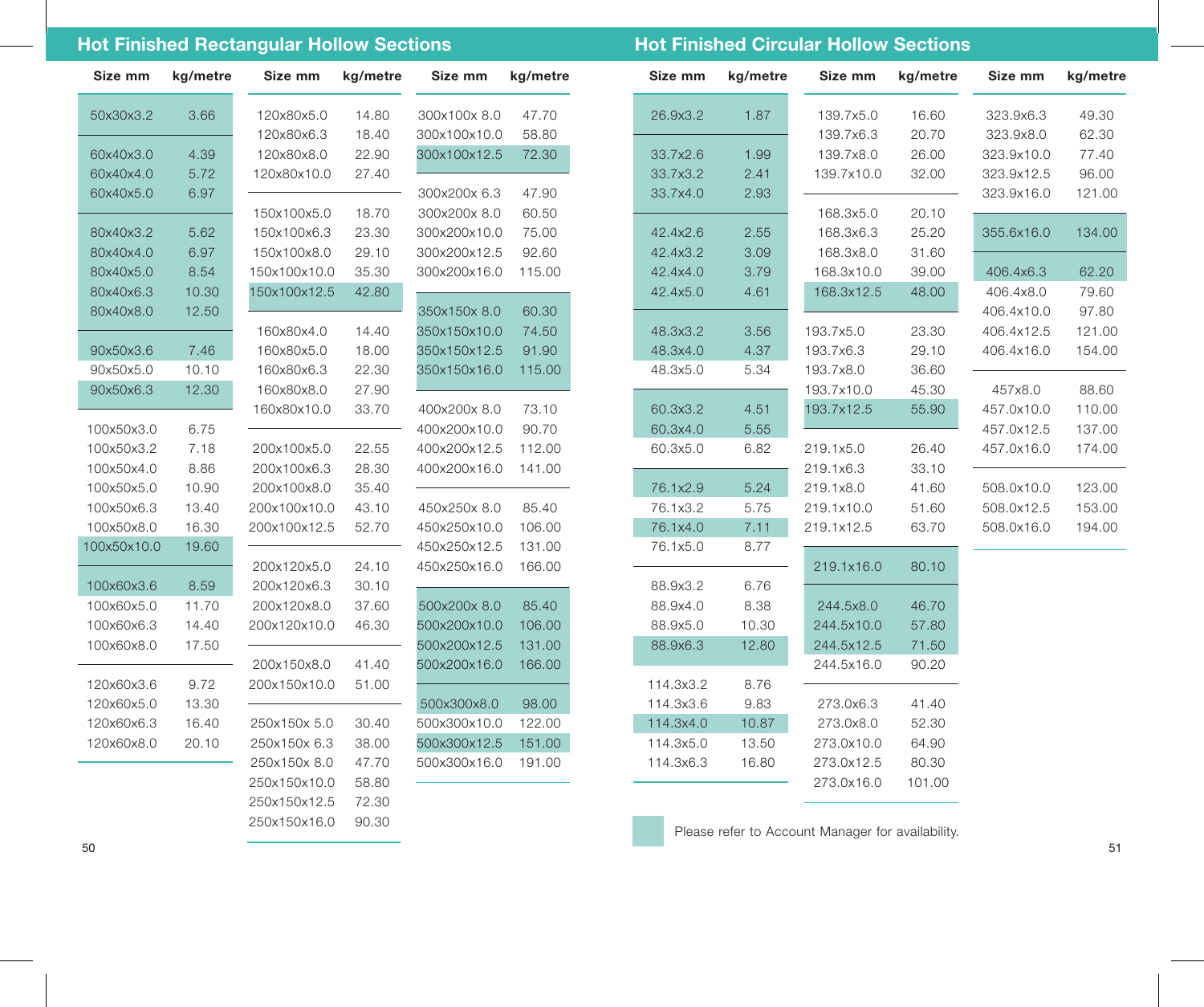## Hot Finished Rectangular Hollow Sections

| Size mm | kg/metre |
|---|---|
| 50x30x3.2 | 3.66 |
| 60x40x3.0 | 4.39 |
| 60x40x4.0 | 5.72 |
| 60x40x5.0 | 6.97 |
| 80x40x3.2 | 5.62 |
| 80x40x4.0 | 6.97 |
| 80x40x5.0 | 8.54 |
| 80x40x6.3 | 10.30 |
| 80x40x8.0 | 12.50 |
| 90x50x3.6 | 7.46 |
| 90x50x5.0 | 10.10 |
| 90x50x6.3 | 12.30 |
| 100x50x3.0 | 6.75 |
| 100x50x3.2 | 7.18 |
| 100x50x4.0 | 8.86 |
| 100x50x5.0 | 10.90 |
| 100x50x6.3 | 13.40 |
| 100x50x8.0 | 16.30 |
| 100x50x10.0 | 19.60 |
| 100x60x3.6 | 8.59 |
| 100x60x5.0 | 11.70 |
| 100x60x6.3 | 14.40 |
| 100x60x8.0 | 17.50 |
| 120x60x3.6 | 9.72 |
| 120x60x5.0 | 13.30 |
| 120x60x6.3 | 16.40 |
| 120x60x8.0 | 20.10 |
| 120x80x5.0 | 14.80 |
| 120x80x6.3 | 18.40 |
| 120x80x8.0 | 22.90 |
| 120x80x10.0 | 27.40 |
| 150x100x5.0 | 18.70 |
| 150x100x6.3 | 23.30 |
| 150x100x8.0 | 29.10 |
| 150x100x10.0 | 35.30 |
| 150x100x12.5 | 42.80 |
| 160x80x4.0 | 14.40 |
| 160x80x5.0 | 18.00 |
| 160x80x6.3 | 22.30 |
| 160x80x8.0 | 27.90 |
| 160x80x10.0 | 33.70 |
| 200x100x5.0 | 22.55 |
| 200x100x6.3 | 28.30 |
| 200x100x8.0 | 35.40 |
| 200x100x10.0 | 43.10 |
| 200x100x12.5 | 52.70 |
| 200x120x5.0 | 24.10 |
| 200x120x6.3 | 30.10 |
| 200x120x8.0 | 37.60 |
| 200x120x10.0 | 46.30 |
| 200x150x8.0 | 41.40 |
| 200x150x10.0 | 51.00 |
| 250x150x 5.0 | 30.40 |
| 250x150x 6.3 | 38.00 |
| 250x150x 8.0 | 47.70 |
| 250x150x10.0 | 58.80 |
| 250x150x12.5 | 72.30 |
| 250x150x16.0 | 90.30 |
| 300x100x 8.0 | 47.70 |
| 300x100x10.0 | 58.80 |
| 300x100x12.5 | 72.30 |
| 300x200x 6.3 | 47.90 |
| 300x200x 8.0 | 60.50 |
| 300x200x10.0 | 75.00 |
| 300x200x12.5 | 92.60 |
| 300x200x16.0 | 115.00 |
| 350x150x 8.0 | 60.30 |
| 350x150x10.0 | 74.50 |
| 350x150x12.5 | 91.90 |
| 350x150x16.0 | 115.00 |
| 400x200x 8.0 | 73.10 |
| 400x200x10.0 | 90.70 |
| 400x200x12.5 | 112.00 |
| 400x200x16.0 | 141.00 |
| 450x250x 8.0 | 85.40 |
| 450x250x10.0 | 106.00 |
| 450x250x12.5 | 131.00 |
| 450x250x16.0 | 166.00 |
| 500x200x 8.0 | 85.40 |
| 500x200x10.0 | 106.00 |
| 500x200x12.5 | 131.00 |
| 500x200x16.0 | 166.00 |
| 500x300x8.0 | 98.00 |
| 500x300x10.0 | 122.00 |
| 500x300x12.5 | 151.00 |
| 500x300x16.0 | 191.00 |

## Hot Finished Circular Hollow Sections

| Size mm | kg/metre |
|---|---|
| 26.9x3.2 | 1.87 |
| 33.7x2.6 | 1.99 |
| 33.7x3.2 | 2.41 |
| 33.7x4.0 | 2.93 |
| 42.4x2.6 | 2.55 |
| 42.4x3.2 | 3.09 |
| 42.4x4.0 | 3.79 |
| 42.4x5.0 | 4.61 |
| 48.3x3.2 | 3.56 |
| 48.3x4.0 | 4.37 |
| 48.3x5.0 | 5.34 |
| 60.3x3.2 | 4.51 |
| 60.3x4.0 | 5.55 |
| 60.3x5.0 | 6.82 |
| 76.1x2.9 | 5.24 |
| 76.1x3.2 | 5.75 |
| 76.1x4.0 | 7.11 |
| 76.1x5.0 | 8.77 |
| 88.9x3.2 | 6.76 |
| 88.9x4.0 | 8.38 |
| 88.9x5.0 | 10.30 |
| 88.9x6.3 | 12.80 |
| 114.3x3.2 | 8.76 |
| 114.3x3.6 | 9.83 |
| 114.3x4.0 | 10.87 |
| 114.3x5.0 | 13.50 |
| 114.3x6.3 | 16.80 |
| 139.7x5.0 | 16.60 |
| 139.7x6.3 | 20.70 |
| 139.7x8.0 | 26.00 |
| 139.7x10.0 | 32.00 |
| 168.3x5.0 | 20.10 |
| 168.3x6.3 | 25.20 |
| 168.3x8.0 | 31.60 |
| 168.3x10.0 | 39.00 |
| 168.3x12.5 | 48.00 |
| 193.7x5.0 | 23.30 |
| 193.7x6.3 | 29.10 |
| 193.7x8.0 | 36.60 |
| 193.7x10.0 | 45.30 |
| 193.7x12.5 | 55.90 |
| 219.1x5.0 | 26.40 |
| 219.1x6.3 | 33.10 |
| 219.1x8.0 | 41.60 |
| 219.1x10.0 | 51.60 |
| 219.1x12.5 | 63.70 |
| 219.1x16.0 | 80.10 |
| 244.5x8.0 | 46.70 |
| 244.5x10.0 | 57.80 |
| 244.5x12.5 | 71.50 |
| 244.5x16.0 | 90.20 |
| 273.0x6.3 | 41.40 |
| 273.0x8.0 | 52.30 |
| 273.0x10.0 | 64.90 |
| 273.0x12.5 | 80.30 |
| 273.0x16.0 | 101.00 |
| 323.9x6.3 | 49.30 |
| 323.9x8.0 | 62.30 |
| 323.9x10.0 | 77.40 |
| 323.9x12.5 | 96.00 |
| 323.9x16.0 | 121.00 |
| 355.6x16.0 | 134.00 |
| 406.4x6.3 | 62.20 |
| 406.4x8.0 | 79.60 |
| 406.4x10.0 | 97.80 |
| 406.4x12.5 | 121.00 |
| 406.4x16.0 | 154.00 |
| 457x8.0 | 88.60 |
| 457.0x10.0 | 110.00 |
| 457.0x12.5 | 137.00 |
| 457.0x16.0 | 174.00 |
| 508.0x10.0 | 123.00 |
| 508.0x12.5 | 153.00 |
| 508.0x16.0 | 194.00 |

Shaded: Please refer to Account Manager for availability.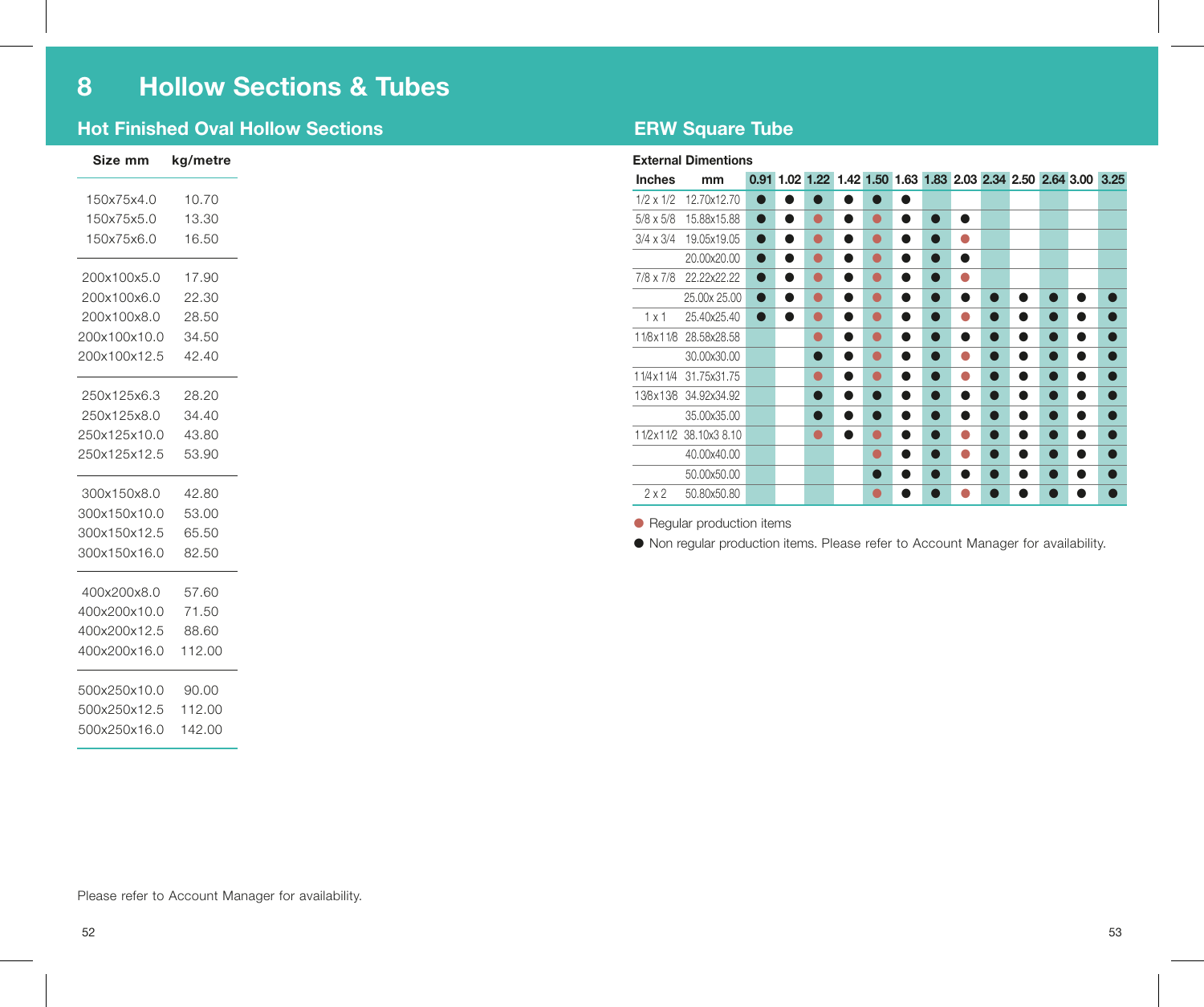# 8 Hollow Sections & Tubes

## Hot Finished Oval Hollow Sections

| Size mm | kg/metre |
|---|---|
| 150x75x4.0 | 10.70 |
| 150x75x5.0 | 13.30 |
| 150x75x6.0 | 16.50 |
| 200x100x5.0 | 17.90 |
| 200x100x6.0 | 22.30 |
| 200x100x8.0 | 28.50 |
| 200x100x10.0 | 34.50 |
| 200x100x12.5 | 42.40 |
| 250x125x6.3 | 28.20 |
| 250x125x8.0 | 34.40 |
| 250x125x10.0 | 43.80 |
| 250x125x12.5 | 53.90 |
| 300x150x8.0 | 42.80 |
| 300x150x10.0 | 53.00 |
| 300x150x12.5 | 65.50 |
| 300x150x16.0 | 82.50 |
| 400x200x8.0 | 57.60 |
| 400x200x10.0 | 71.50 |
| 400x200x12.5 | 88.60 |
| 400x200x16.0 | 112.00 |
| 500x250x10.0 | 90.00 |
| 500x250x12.5 | 112.00 |
| 500x250x16.0 | 142.00 |

Please refer to Account Manager for availability.

## ERW Square Tube

**External Dimentions**

| Inches | mm | 0.91 | 1.02 | 1.22 | 1.42 | 1.50 | 1.63 | 1.83 | 2.03 | 2.34 | 2.50 | 2.64 | 3.00 | 3.25 |
|---|---|---|---|---|---|---|---|---|---|---|---|---|---|---|
| 1/2 x 1/2 | 12.70x12.70 | ● | ● | ● | ● | ● | ● | | | | | | | |
| 5/8 x 5/8 | 15.88x15.88 | ● | ● | 🔴 | ● | 🔴 | ● | ● | ● | | | | | |
| 3/4 x 3/4 | 19.05x19.05 | ● | ● | 🔴 | ● | 🔴 | ● | ● | 🔴 | | | | | |
| | 20.00x20.00 | ● | ● | 🔴 | ● | 🔴 | ● | ● | ● | | | | | |
| 7/8 x 7/8 | 22.22x22.22 | ● | ● | 🔴 | ● | 🔴 | ● | ● | 🔴 | | | | | |
| | 25.00x 25.00 | ● | ● | 🔴 | ● | 🔴 | ● | ● | ● | ● | ● | ● | ● | ● |
| 1 x 1 | 25.40x25.40 | ● | ● | 🔴 | ● | 🔴 | ● | ● | 🔴 | ● | ● | ● | ● | ● |
| 1 1/8x1 1/8 | 28.58x28.58 | | | 🔴 | ● | 🔴 | ● | ● | ● | ● | ● | ● | ● | ● |
| | 30.00x30.00 | | | ● | ● | 🔴 | ● | ● | 🔴 | ● | ● | ● | ● | ● |
| 1 1/4x1 1/4 | 31.75x31.75 | | | 🔴 | ● | 🔴 | ● | ● | 🔴 | ● | ● | ● | ● | ● |
| 1 3/8x1 3/8 | 34.92x34.92 | | | ● | ● | ● | ● | ● | ● | ● | ● | ● | ● | ● |
| | 35.00x35.00 | | | ● | ● | ● | ● | ● | ● | ● | ● | ● | ● | ● |
| 1 1/2x1 1/2 | 38.10x3 8.10 | | | 🔴 | ● | 🔴 | ● | ● | 🔴 | ● | ● | ● | ● | ● |
| | 40.00x40.00 | | | | | 🔴 | ● | ● | 🔴 | ● | ● | ● | ● | ● |
| | 50.00x50.00 | | | | | ● | ● | ● | ● | ● | ● | ● | ● | ● |
| 2 x 2 | 50.80x50.80 | | | | | 🔴 | ● | ● | 🔴 | ● | ● | ● | ● | ● |

🔴 Regular production items

● Non regular production items. Please refer to Account Manager for availability.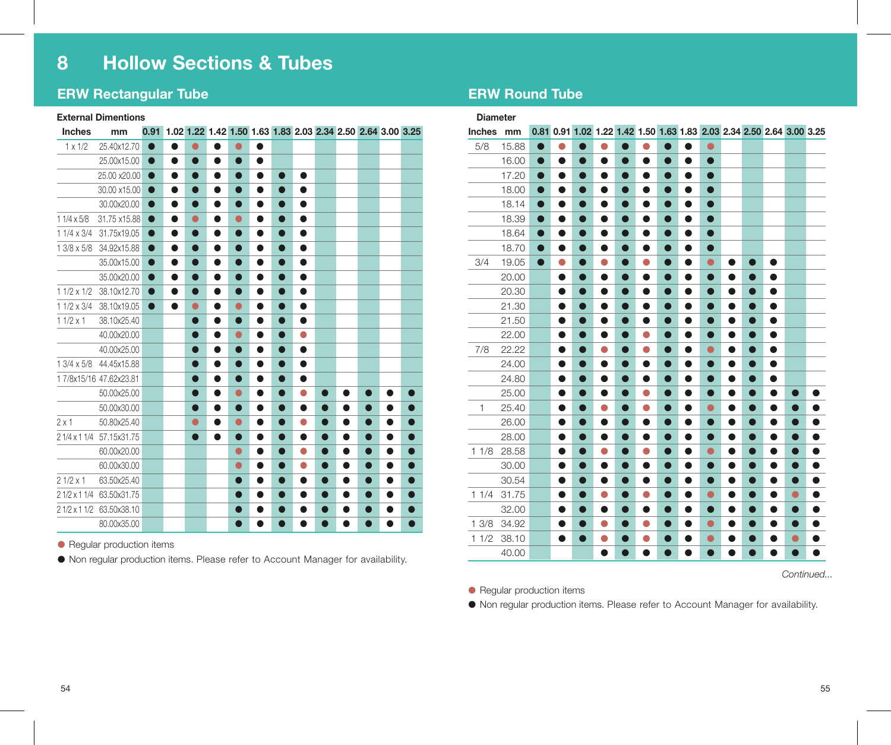# 8 Hollow Sections & Tubes

## ERW Rectangular Tube

**External Dimentions**

| Inches | mm | 0.91 | 1.02 | 1.22 | 1.42 | 1.50 | 1.63 | 1.83 | 2.03 | 2.34 | 2.50 | 2.64 | 3.00 | 3.25 |
|---|---|---|---|---|---|---|---|---|---|---|---|---|---|---|
| 1 x 1/2 | 25.40x12.70 | ● | ● | ◉ | ● | ◉ | ● | | | | | | | |
| | 25.00x15.00 | ● | ● | ● | ● | ● | ● | | | | | | | |
| | 25.00 x20.00 | ● | ● | ● | ● | ● | ● | ● | ● | | | | | |
| | 30.00 x15.00 | ● | ● | ● | ● | ● | ● | ● | ● | | | | | |
| | 30.00x20.00 | ● | ● | ● | ● | ● | ● | ● | ● | | | | | |
| 1 1/4 x 5/8 | 31.75 x15.88 | ● | ● | ◉ | ● | ◉ | ● | ● | ● | | | | | |
| 1 1/4 x 3/4 | 31.75x19.05 | ● | ● | ● | ● | ● | ● | ● | ● | | | | | |
| 1 3/8 x 5/8 | 34.92x15.88 | ● | ● | ● | ● | ● | ● | ● | ● | | | | | |
| | 35.00x15.00 | ● | ● | ● | ● | ● | ● | ● | ● | | | | | |
| | 35.00x20.00 | ● | ● | ● | ● | ● | ● | ● | ● | | | | | |
| 1 1/2 x 1/2 | 38.10x12.70 | ● | ● | ● | ● | ● | ● | ● | ● | | | | | |
| 1 1/2 x 3/4 | 38.10x19.05 | ● | ● | ◉ | ● | ◉ | ● | ● | ● | | | | | |
| 1 1/2 x 1 | 38.10x25.40 | | | ● | ● | ● | ● | ● | ● | | | | | |
| | 40.00x20.00 | | | ● | ● | ◉ | ● | ● | ◉ | | | | | |
| | 40.00x25.00 | | | ● | ● | ● | ● | ● | ● | | | | | |
| 1 3/4 x 5/8 | 44.45x15.88 | | | ● | ● | ● | ● | ● | ● | | | | | |
| 1 7/8x15/16 | 47.62x23.81 | | | ● | ● | ● | ● | ● | ● | | | | | |
| | 50.00x25.00 | | | ● | ● | ◉ | ● | ● | ◉ | ● | ● | ● | ● | ● |
| | 50.00x30.00 | | | ● | ● | ● | ● | ● | ● | ● | ● | ● | ● | ● |
| 2 x 1 | 50.80x25.40 | | | ◉ | ● | ◉ | ● | ● | ◉ | ● | ● | ● | ● | ● |
| 2 1/4 x 1 1/4 | 57.15x31.75 | | | ● | ● | ● | ● | ● | ● | ● | ● | ● | ● | ● |
| | 60.00x20.00 | | | | | ◉ | ● | ● | ◉ | ● | ● | ● | ● | ● |
| | 60.00x30.00 | | | | | ◉ | ● | ● | ◉ | ● | ● | ● | ● | ● |
| 2 1/2 x 1 | 63.50x25.40 | | | | | ● | ● | ● | ● | ● | ● | ● | ● | ● |
| 2 1/2 x 1 1/4 | 63.50x31.75 | | | | | ● | ● | ● | ● | ● | ● | ● | ● | ● |
| 2 1/2 x 1 1/2 | 63.50x38.10 | | | | | ● | ● | ● | ● | ● | ● | ● | ● | ● |
| | 80.00x35.00 | | | | | ● | ● | ● | ● | ● | ● | ● | ● | ● |

◉ Regular production items

● Non regular production items. Please refer to Account Manager for availability.

## ERW Round Tube

**Diameter**

| Inches | mm | 0.81 | 0.91 | 1.02 | 1.22 | 1.42 | 1.50 | 1.63 | 1.83 | 2.03 | 2.34 | 2.50 | 2.64 | 3.00 | 3.25 |
|---|---|---|---|---|---|---|---|---|---|---|---|---|---|---|---|
| 5/8 | 15.88 | ● | ◉ | ● | ◉ | ● | ◉ | ● | ● | ◉ | | | | | |
| | 16.00 | ● | ● | ● | ● | ● | ● | ● | ● | ● | | | | | |
| | 17.20 | ● | ● | ● | ● | ● | ● | ● | ● | ● | | | | | |
| | 18.00 | ● | ● | ● | ● | ● | ● | ● | ● | ● | | | | | |
| | 18.14 | ● | ● | ● | ● | ● | ● | ● | ● | ● | | | | | |
| | 18.39 | ● | ● | ● | ● | ● | ● | ● | ● | ● | | | | | |
| | 18.64 | ● | ● | ● | ● | ● | ● | ● | ● | ● | | | | | |
| | 18.70 | ● | ● | ● | ● | ● | ● | ● | ● | ● | | | | | |
| 3/4 | 19.05 | ● | ◉ | ● | ◉ | ● | ◉ | ● | ● | ◉ | ● | ● | ● | | |
| | 20.00 | | ● | ● | ● | ● | ● | ● | ● | ● | ● | ● | ● | | |
| | 20.30 | | ● | ● | ● | ● | ● | ● | ● | ● | ● | ● | ● | | |
| | 21.30 | | ● | ● | ● | ● | ● | ● | ● | ● | ● | ● | ● | | |
| | 21.50 | | ● | ● | ● | ● | ● | ● | ● | ● | ● | ● | ● | | |
| | 22.00 | | ● | ● | ● | ● | ◉ | ● | ● | ● | ● | ● | ● | | |
| 7/8 | 22.22 | | ● | ● | ◉ | ● | ◉ | ● | ● | ◉ | ● | ● | ● | | |
| | 24.00 | | ● | ● | ● | ● | ● | ● | ● | ● | ● | ● | ● | | |
| | 24.80 | | ● | ● | ● | ● | ● | ● | ● | ● | ● | ● | ● | | |
| | 25.00 | | ● | ● | ● | ● | ◉ | ● | ● | ● | ● | ● | ● | ● | ● |
| 1 | 25.40 | | ● | ● | ◉ | ● | ◉ | ● | ● | ◉ | ● | ● | ● | ● | ● |
| | 26.00 | | ● | ● | ● | ● | ● | ● | ● | ● | ● | ● | ● | ● | ● |
| | 28.00 | | ● | ● | ● | ● | ● | ● | ● | ● | ● | ● | ● | ● | ● |
| 1 1/8 | 28.58 | | ● | ● | ◉ | ● | ◉ | ● | ● | ◉ | ● | ● | ● | ● | ● |
| | 30.00 | | ● | ● | ● | ● | ● | ● | ● | ● | ● | ● | ● | ● | ● |
| | 30.54 | | ● | ● | ● | ● | ● | ● | ● | ● | ● | ● | ● | ● | ● |
| 1 1/4 | 31.75 | | ● | ● | ◉ | ● | ◉ | ● | ● | ◉ | ● | ● | ● | ◉ | ● |
| | 32.00 | | ● | ● | ● | ● | ● | ● | ● | ● | ● | ● | ● | ● | ● |
| 1 3/8 | 34.92 | | ● | ● | ◉ | ● | ◉ | ● | ● | ◉ | ● | ● | ● | ● | ● |
| 1 1/2 | 38.10 | | ● | ● | ◉ | ● | ◉ | ● | ● | ◉ | ● | ● | ● | ◉ | ● |
| | 40.00 | | | | ● | ● | ● | ● | ● | ● | ● | ● | ● | ● | ● |

*Continued...*

◉ Regular production items

● Non regular production items. Please refer to Account Manager for availability.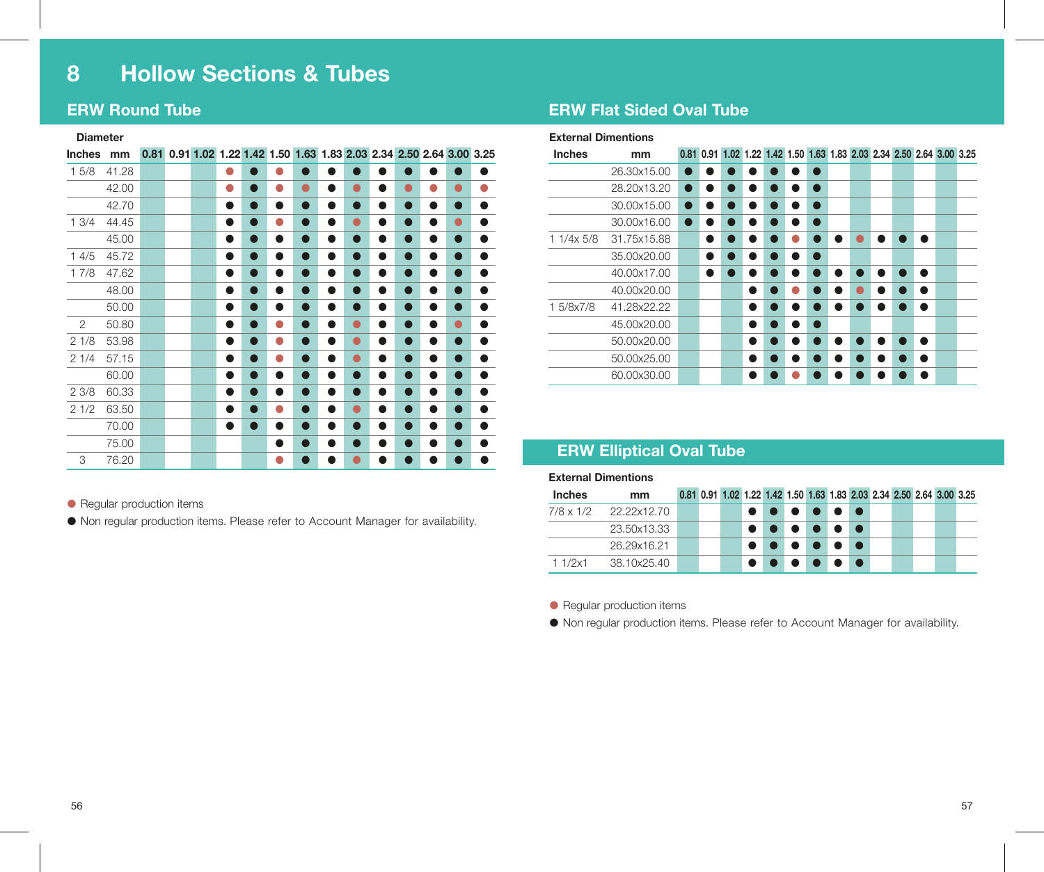# 8 Hollow Sections & Tubes

## ERW Round Tube

| Diameter Inches | mm | 0.81 | 0.91 | 1.02 | 1.22 | 1.42 | 1.50 | 1.63 | 1.83 | 2.03 | 2.34 | 2.50 | 2.64 | 3.00 | 3.25 |
|---|---|---|---|---|---|---|---|---|---|---|---|---|---|---|---|
| 1 5/8 | 41.28 | | | | 🔴 | ● | 🔴 | ● | ● | ● | ● | ● | ● | ● | ● |
| | 42.00 | | | | 🔴 | ● | 🔴 | 🔴 | ● | 🔴 | ● | 🔴 | 🔴 | 🔴 | 🔴 |
| | 42.70 | | | | ● | ● | ● | ● | ● | ● | ● | ● | ● | ● | ● |
| 1 3/4 | 44.45 | | | | ● | ● | 🔴 | ● | ● | 🔴 | ● | ● | ● | 🔴 | ● |
| | 45.00 | | | | ● | ● | ● | ● | ● | ● | ● | ● | ● | ● | ● |
| 1 4/5 | 45.72 | | | | ● | ● | ● | ● | ● | ● | ● | ● | ● | ● | ● |
| 1 7/8 | 47.62 | | | | ● | ● | ● | ● | ● | ● | ● | ● | ● | ● | ● |
| | 48.00 | | | | ● | ● | ● | ● | ● | ● | ● | ● | ● | ● | ● |
| | 50.00 | | | | ● | ● | ● | ● | ● | ● | ● | ● | ● | ● | ● |
| 2 | 50.80 | | | | ● | ● | 🔴 | ● | ● | 🔴 | ● | ● | ● | 🔴 | ● |
| 2 1/8 | 53.98 | | | | ● | ● | 🔴 | ● | ● | 🔴 | ● | ● | ● | ● | ● |
| 2 1/4 | 57.15 | | | | ● | ● | 🔴 | ● | ● | 🔴 | ● | ● | ● | ● | ● |
| | 60.00 | | | | ● | ● | ● | ● | ● | ● | ● | ● | ● | ● | ● |
| 2 3/8 | 60.33 | | | | ● | ● | ● | ● | ● | ● | ● | ● | ● | ● | ● |
| 2 1/2 | 63.50 | | | | ● | ● | 🔴 | ● | ● | 🔴 | ● | ● | ● | ● | ● |
| | 70.00 | | | | ● | ● | ● | ● | ● | ● | ● | ● | ● | ● | ● |
| | 75.00 | | | | | | ● | ● | ● | ● | ● | ● | ● | ● | ● |
| 3 | 76.20 | | | | | | 🔴 | ● | ● | 🔴 | ● | ● | ● | ● | ● |

🔴 Regular production items

● Non regular production items. Please refer to Account Manager for availability.

## ERW Flat Sided Oval Tube

| External Dimentions Inches | mm | 0.81 | 0.91 | 1.02 | 1.22 | 1.42 | 1.50 | 1.63 | 1.83 | 2.03 | 2.34 | 2.50 | 2.64 | 3.00 | 3.25 |
|---|---|---|---|---|---|---|---|---|---|---|---|---|---|---|---|
| | 26.30x15.00 | ● | ● | ● | ● | ● | ● | ● | | | | | | | |
| | 28.20x13.20 | ● | ● | ● | ● | ● | ● | ● | | | | | | | |
| | 30.00x15.00 | ● | ● | ● | ● | ● | ● | ● | | | | | | | |
| | 30.00x16.00 | ● | ● | ● | ● | ● | ● | ● | | | | | | | |
| 1 1/4x 5/8 | 31.75x15.88 | | ● | ● | ● | ● | 🔴 | ● | ● | 🔴 | ● | ● | ● | | |
| | 35.00x20.00 | | ● | ● | ● | ● | ● | ● | | | | | | | |
| | 40.00x17.00 | | ● | ● | ● | ● | ● | ● | ● | ● | ● | ● | ● | | |
| | 40.00x20.00 | | | | ● | ● | 🔴 | ● | ● | 🔴 | ● | ● | ● | | |
| 1 5/8x7/8 | 41.28x22.22 | | | | ● | ● | ● | ● | ● | ● | ● | ● | ● | | |
| | 45.00x20.00 | | | | ● | ● | ● | ● | | | | | | | |
| | 50.00x20.00 | | | | ● | ● | ● | ● | ● | ● | ● | ● | ● | | |
| | 50.00x25.00 | | | | ● | ● | ● | ● | ● | ● | ● | ● | ● | | |
| | 60.00x30.00 | | | | ● | ● | 🔴 | ● | ● | ● | ● | ● | ● | | |

## ERW Elliptical Oval Tube

| External Dimentions Inches | mm | 0.81 | 0.91 | 1.02 | 1.22 | 1.42 | 1.50 | 1.63 | 1.83 | 2.03 | 2.34 | 2.50 | 2.64 | 3.00 | 3.25 |
|---|---|---|---|---|---|---|---|---|---|---|---|---|---|---|---|
| 7/8 x 1/2 | 22.22x12.70 | | | | ● | ● | ● | ● | ● | ● | | | | | |
| | 23.50x13.33 | | | | ● | ● | ● | ● | ● | ● | | | | | |
| | 26.29x16.21 | | | | ● | ● | ● | ● | ● | ● | | | | | |
| 1 1/2x1 | 38.10x25.40 | | | | ● | ● | ● | ● | ● | ● | | | | | |

🔴 Regular production items

● Non regular production items. Please refer to Account Manager for availability.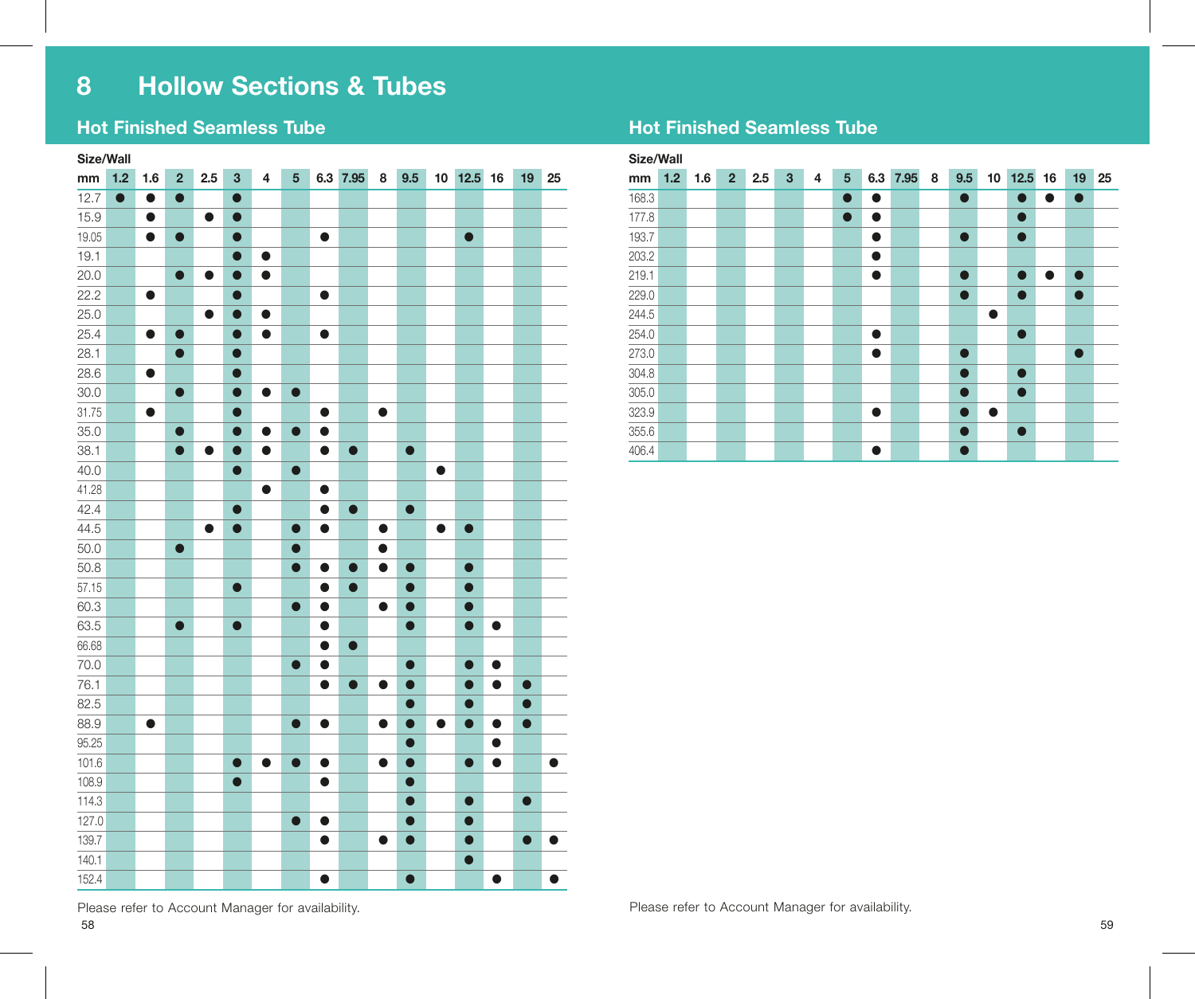# 8 Hollow Sections & Tubes

## Hot Finished Seamless Tube

Size/Wall

| mm | 1.2 | 1.6 | 2 | 2.5 | 3 | 4 | 5 | 6.3 | 7.95 | 8 | 9.5 | 10 | 12.5 | 16 | 19 | 25 |
|---|---|---|---|---|---|---|---|---|---|---|---|---|---|---|---|---|
| 12.7 | ● | ● | ● | | ● | | | | | | | | | | | |
| 15.9 | | ● | | ● | ● | | | | | | | | | | | |
| 19.05 | | ● | ● | | ● | | | ● | | | | | ● | | | |
| 19.1 | | | | | ● | ● | | | | | | | | | | |
| 20.0 | | | ● | ● | ● | ● | | | | | | | | | | |
| 22.2 | | ● | | | ● | | | ● | | | | | | | | |
| 25.0 | | | | ● | ● | ● | | | | | | | | | | |
| 25.4 | | ● | ● | | ● | ● | | ● | | | | | | | | |
| 28.1 | | | ● | | ● | | | | | | | | | | | |
| 28.6 | | ● | | | ● | | | | | | | | | | | |
| 30.0 | | | ● | | ● | ● | ● | | | | | | | | | |
| 31.75 | | ● | | | ● | | | ● | | ● | | | | | | |
| 35.0 | | | ● | | ● | ● | ● | ● | | | | | | | | |
| 38.1 | | | ● | ● | ● | ● | | ● | ● | | ● | | | | | |
| 40.0 | | | | | ● | | ● | | | | | ● | | | | |
| 41.28 | | | | | | ● | | ● | | | | | | | | |
| 42.4 | | | | | ● | | | ● | ● | | ● | | | | | |
| 44.5 | | | | ● | ● | | ● | ● | | ● | | ● | ● | | | |
| 50.0 | | | ● | | | | ● | | | ● | | | | | | |
| 50.8 | | | | | | | ● | ● | ● | ● | ● | | ● | | | |
| 57.15 | | | | | ● | | | ● | ● | | ● | | ● | | | |
| 60.3 | | | | | | | ● | ● | | ● | ● | | ● | | | |
| 63.5 | | | ● | | ● | | | ● | | | ● | | ● | ● | | |
| 66.68 | | | | | | | | ● | ● | | | | | | | |
| 70.0 | | | | | | | ● | ● | | | ● | | ● | ● | | |
| 76.1 | | | | | | | | ● | ● | ● | ● | | ● | ● | ● | |
| 82.5 | | | | | | | | | | | ● | | ● | | ● | |
| 88.9 | | ● | | | | | ● | ● | | ● | ● | ● | ● | ● | ● | |
| 95.25 | | | | | | | | | | | ● | | | ● | | |
| 101.6 | | | | | ● | ● | ● | ● | | ● | ● | | ● | ● | | ● |
| 108.9 | | | | | ● | | | ● | | | ● | | | | | |
| 114.3 | | | | | | | | | | | ● | | ● | | ● | |
| 127.0 | | | | | | | ● | ● | | | ● | | ● | | | |
| 139.7 | | | | | | | | ● | | ● | ● | | ● | | ● | ● |
| 140.1 | | | | | | | | | | | | | ● | | | |
| 152.4 | | | | | | | | ● | | | ● | | | ● | | ● |

Please refer to Account Manager for availability.

## Hot Finished Seamless Tube

Size/Wall

| mm | 1.2 | 1.6 | 2 | 2.5 | 3 | 4 | 5 | 6.3 | 7.95 | 8 | 9.5 | 10 | 12.5 | 16 | 19 | 25 |
|---|---|---|---|---|---|---|---|---|---|---|---|---|---|---|---|---|
| 168.3 | | | | | | | ● | ● | | | ● | | ● | ● | ● | |
| 177.8 | | | | | | | ● | ● | | | | | ● | | | |
| 193.7 | | | | | | | | ● | | | ● | | ● | | | |
| 203.2 | | | | | | | | ● | | | | | | | | |
| 219.1 | | | | | | | | ● | | | ● | | ● | ● | ● | |
| 229.0 | | | | | | | | | | | ● | | ● | | ● | |
| 244.5 | | | | | | | | | | | | ● | | | | |
| 254.0 | | | | | | | | ● | | | | | ● | | | |
| 273.0 | | | | | | | | ● | | | ● | | | | ● | |
| 304.8 | | | | | | | | | | | ● | | ● | | | |
| 305.0 | | | | | | | | | | | ● | | ● | | | |
| 323.9 | | | | | | | | ● | | | ● | ● | | | | |
| 355.6 | | | | | | | | | | | ● | | ● | | | |
| 406.4 | | | | | | | | ● | | | ● | | | | | |

Please refer to Account Manager for availability.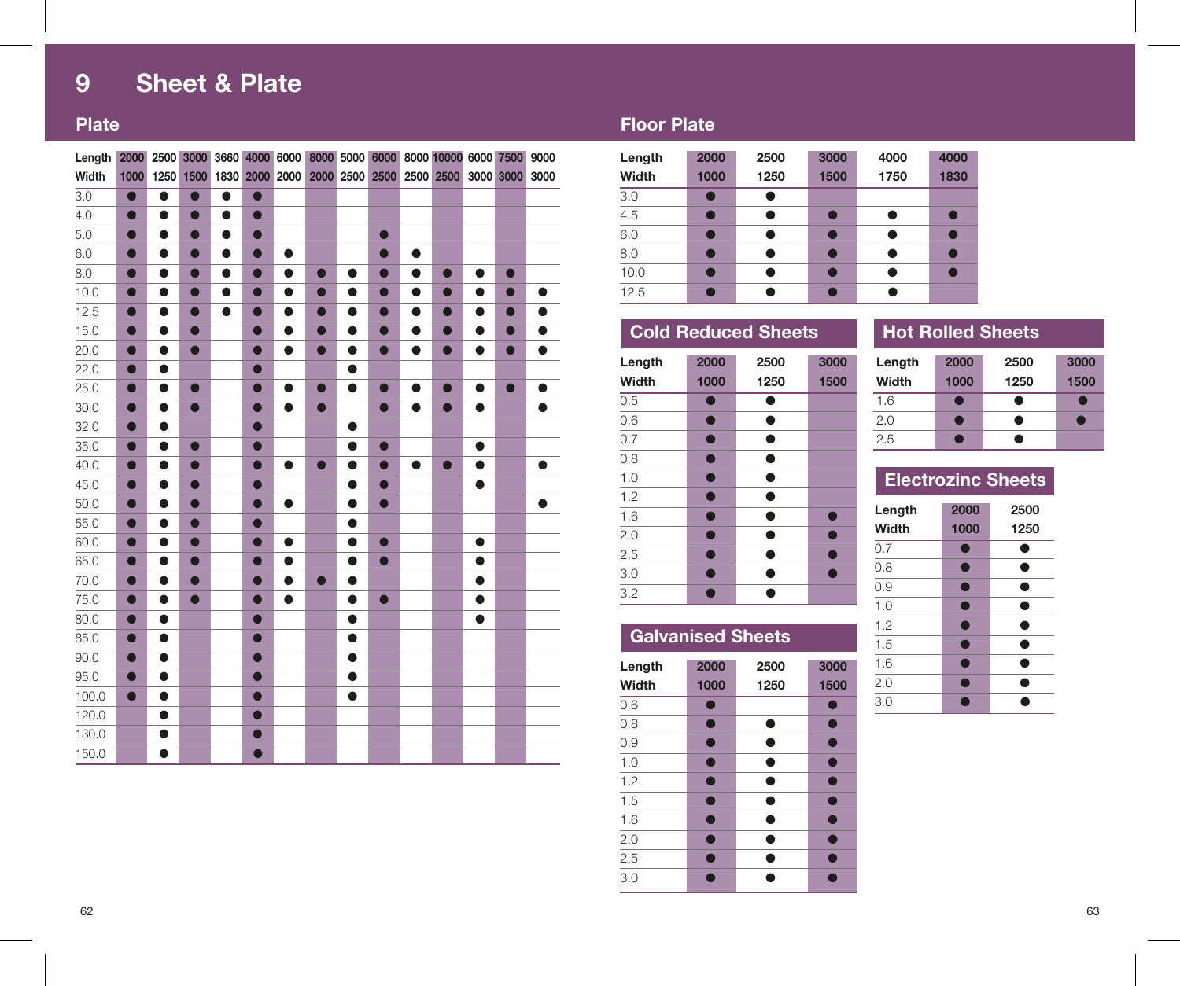# 9 Sheet & Plate

## Plate

| Length | 2000 | 2500 | 3000 | 3660 | 4000 | 6000 | 8000 | 5000 | 6000 | 8000 | 10000 | 6000 | 7500 | 9000 |
|---|---|---|---|---|---|---|---|---|---|---|---|---|---|---|
| **Width** | **1000** | **1250** | **1500** | **1830** | **2000** | **2000** | **2000** | **2500** | **2500** | **2500** | **2500** | **3000** | **3000** | **3000** |
| 3.0 | ● | ● | ● | ● | ● | | | | | | | | | |
| 4.0 | ● | ● | ● | ● | ● | | | | | | | | | |
| 5.0 | ● | ● | ● | ● | ● | | | | ● | | | | | |
| 6.0 | ● | ● | ● | ● | ● | ● | | | ● | ● | | | | |
| 8.0 | ● | ● | ● | ● | ● | ● | ● | ● | ● | ● | ● | ● | ● | |
| 10.0 | ● | ● | ● | ● | ● | ● | ● | ● | ● | ● | ● | ● | ● | ● |
| 12.5 | ● | ● | ● | ● | ● | ● | ● | ● | ● | ● | ● | ● | ● | ● |
| 15.0 | ● | ● | ● | | ● | ● | ● | ● | ● | ● | ● | ● | ● | ● |
| 20.0 | ● | ● | ● | | ● | ● | ● | ● | ● | ● | ● | ● | ● | ● |
| 22.0 | ● | ● | | | ● | | | ● | | | | | | |
| 25.0 | ● | ● | ● | | ● | ● | ● | ● | ● | ● | ● | ● | ● | ● |
| 30.0 | ● | ● | ● | | ● | ● | ● | | ● | ● | ● | ● | | ● |
| 32.0 | ● | ● | | | ● | | | ● | | | | | | |
| 35.0 | ● | ● | ● | | ● | | | ● | ● | | | ● | | |
| 40.0 | ● | ● | ● | | ● | ● | ● | ● | ● | ● | ● | ● | | ● |
| 45.0 | ● | ● | ● | | ● | | | ● | ● | | | ● | | |
| 50.0 | ● | ● | ● | | ● | ● | | ● | ● | | | | | ● |
| 55.0 | ● | ● | ● | | ● | | | ● | | | | | | |
| 60.0 | ● | ● | ● | | ● | ● | | ● | ● | | | ● | | |
| 65.0 | ● | ● | ● | | ● | ● | | ● | ● | | | ● | | |
| 70.0 | ● | ● | ● | | ● | ● | ● | ● | | | | ● | | |
| 75.0 | ● | ● | ● | | ● | ● | | ● | ● | | | ● | | |
| 80.0 | ● | ● | | | ● | | | ● | | | | ● | | |
| 85.0 | ● | ● | | | ● | | | ● | | | | | | |
| 90.0 | ● | ● | | | ● | | | ● | | | | | | |
| 95.0 | ● | ● | | | ● | | | ● | | | | | | |
| 100.0 | ● | ● | | | ● | | | ● | | | | | | |
| 120.0 | | ● | | | ● | | | | | | | | | |
| 130.0 | | ● | | | ● | | | | | | | | | |
| 150.0 | | ● | | | ● | | | | | | | | | |

## Floor Plate

| Length | 2000 | 2500 | 3000 | 4000 | 4000 |
|---|---|---|---|---|---|
| **Width** | **1000** | **1250** | **1500** | **1750** | **1830** |
| 3.0 | ● | ● | | | |
| 4.5 | ● | ● | ● | ● | ● |
| 6.0 | ● | ● | ● | ● | ● |
| 8.0 | ● | ● | ● | ● | ● |
| 10.0 | ● | ● | ● | ● | ● |
| 12.5 | ● | ● | ● | ● | |

## Cold Reduced Sheets

| Length | 2000 | 2500 | 3000 |
|---|---|---|---|
| **Width** | **1000** | **1250** | **1500** |
| 0.5 | ● | ● | |
| 0.6 | ● | ● | |
| 0.7 | ● | ● | |
| 0.8 | ● | ● | |
| 1.0 | ● | ● | |
| 1.2 | ● | ● | |
| 1.6 | ● | ● | ● |
| 2.0 | ● | ● | ● |
| 2.5 | ● | ● | ● |
| 3.0 | ● | ● | ● |
| 3.2 | ● | ● | |

## Galvanised Sheets

| Length | 2000 | 2500 | 3000 |
|---|---|---|---|
| **Width** | **1000** | **1250** | **1500** |
| 0.6 | ● | | ● |
| 0.8 | ● | ● | ● |
| 0.9 | ● | ● | ● |
| 1.0 | ● | ● | ● |
| 1.2 | ● | ● | ● |
| 1.5 | ● | ● | ● |
| 1.6 | ● | ● | ● |
| 2.0 | ● | ● | ● |
| 2.5 | ● | ● | ● |
| 3.0 | ● | ● | ● |

## Hot Rolled Sheets

| Length | 2000 | 2500 | 3000 |
|---|---|---|---|
| **Width** | **1000** | **1250** | **1500** |
| 1.6 | ● | ● | ● |
| 2.0 | ● | ● | ● |
| 2.5 | ● | ● | |

## Electrozinc Sheets

| Length | 2000 | 2500 |
|---|---|---|
| **Width** | **1000** | **1250** |
| 0.7 | ● | ● |
| 0.8 | ● | ● |
| 0.9 | ● | ● |
| 1.0 | ● | ● |
| 1.2 | ● | ● |
| 1.5 | ● | ● |
| 1.6 | ● | ● |
| 2.0 | ● | ● |
| 3.0 | ● | ● |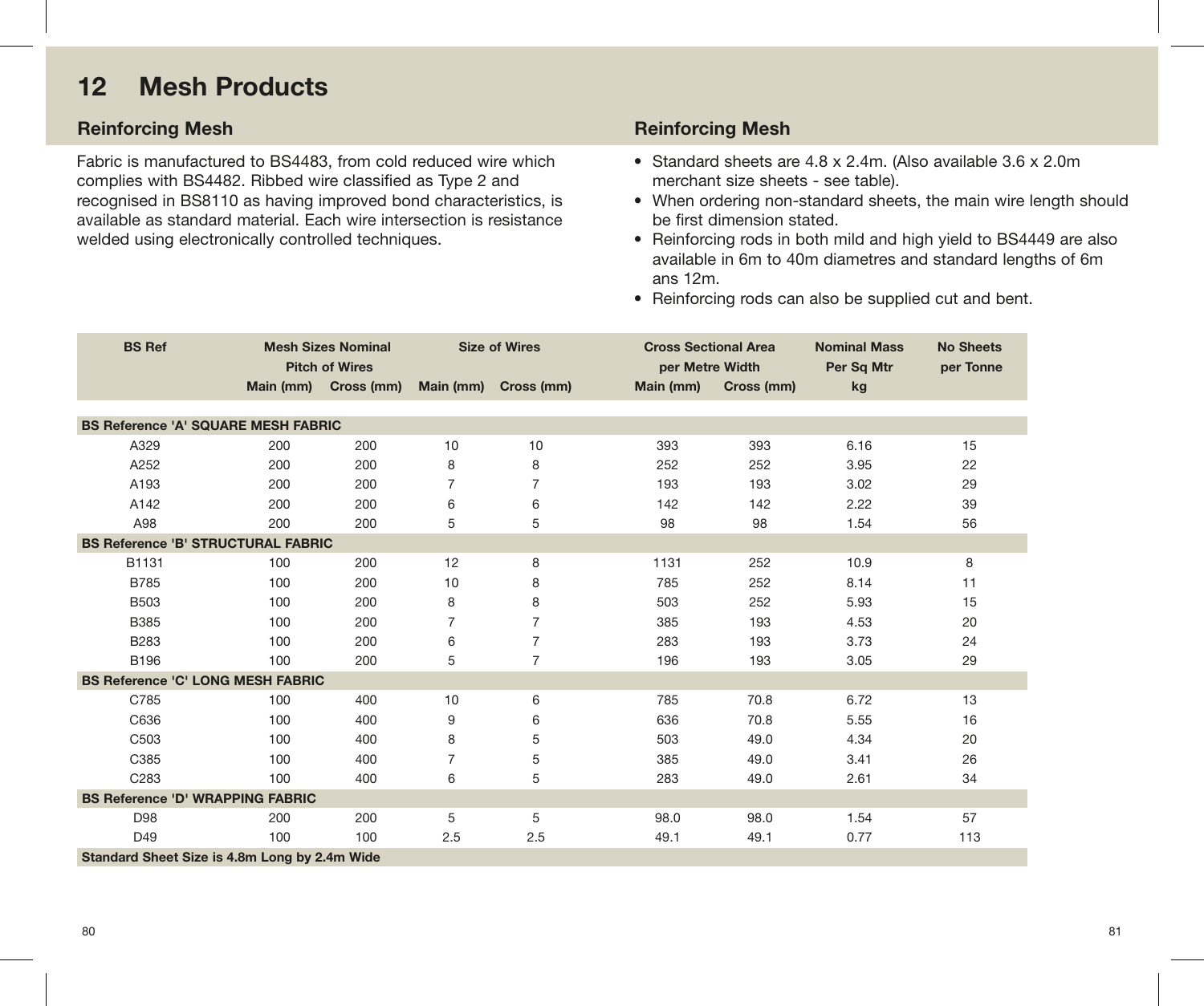# 12 Mesh Products

## Reinforcing Mesh

Fabric is manufactured to BS4483, from cold reduced wire which complies with BS4482. Ribbed wire classified as Type 2 and recognised in BS8110 as having improved bond characteristics, is available as standard material. Each wire intersection is resistance welded using electronically controlled techniques.

## Reinforcing Mesh

- Standard sheets are 4.8 x 2.4m. (Also available 3.6 x 2.0m merchant size sheets - see table).
- When ordering non-standard sheets, the main wire length should be first dimension stated.
- Reinforcing rods in both mild and high yield to BS4449 are also available in 6m to 40m diametres and standard lengths of 6m ans 12m.
- Reinforcing rods can also be supplied cut and bent.

| BS Ref | Mesh Sizes Nominal Pitch of Wires | | Size of Wires | | Cross Sectional Area per Metre Width | | Nominal Mass Per Sq Mtr kg | No Sheets per Tonne |
|---|---|---|---|---|---|---|---|---|
| | Main (mm) | Cross (mm) | Main (mm) | Cross (mm) | Main (mm) | Cross (mm) | | |
| **BS Reference 'A' SQUARE MESH FABRIC** | | | | | | | | |
| A329 | 200 | 200 | 10 | 10 | 393 | 393 | 6.16 | 15 |
| A252 | 200 | 200 | 8 | 8 | 252 | 252 | 3.95 | 22 |
| A193 | 200 | 200 | 7 | 7 | 193 | 193 | 3.02 | 29 |
| A142 | 200 | 200 | 6 | 6 | 142 | 142 | 2.22 | 39 |
| A98 | 200 | 200 | 5 | 5 | 98 | 98 | 1.54 | 56 |
| **BS Reference 'B' STRUCTURAL FABRIC** | | | | | | | | |
| B1131 | 100 | 200 | 12 | 8 | 1131 | 252 | 10.9 | 8 |
| B785 | 100 | 200 | 10 | 8 | 785 | 252 | 8.14 | 11 |
| B503 | 100 | 200 | 8 | 8 | 503 | 252 | 5.93 | 15 |
| B385 | 100 | 200 | 7 | 7 | 385 | 193 | 4.53 | 20 |
| B283 | 100 | 200 | 6 | 7 | 283 | 193 | 3.73 | 24 |
| B196 | 100 | 200 | 5 | 7 | 196 | 193 | 3.05 | 29 |
| **BS Reference 'C' LONG MESH FABRIC** | | | | | | | | |
| C785 | 100 | 400 | 10 | 6 | 785 | 70.8 | 6.72 | 13 |
| C636 | 100 | 400 | 9 | 6 | 636 | 70.8 | 5.55 | 16 |
| C503 | 100 | 400 | 8 | 5 | 503 | 49.0 | 4.34 | 20 |
| C385 | 100 | 400 | 7 | 5 | 385 | 49.0 | 3.41 | 26 |
| C283 | 100 | 400 | 6 | 5 | 283 | 49.0 | 2.61 | 34 |
| **BS Reference 'D' WRAPPING FABRIC** | | | | | | | | |
| D98 | 200 | 200 | 5 | 5 | 98.0 | 98.0 | 1.54 | 57 |
| D49 | 100 | 100 | 2.5 | 2.5 | 49.1 | 49.1 | 0.77 | 113 |
| **Standard Sheet Size is 4.8m Long by 2.4m Wide** | | | | | | | | |